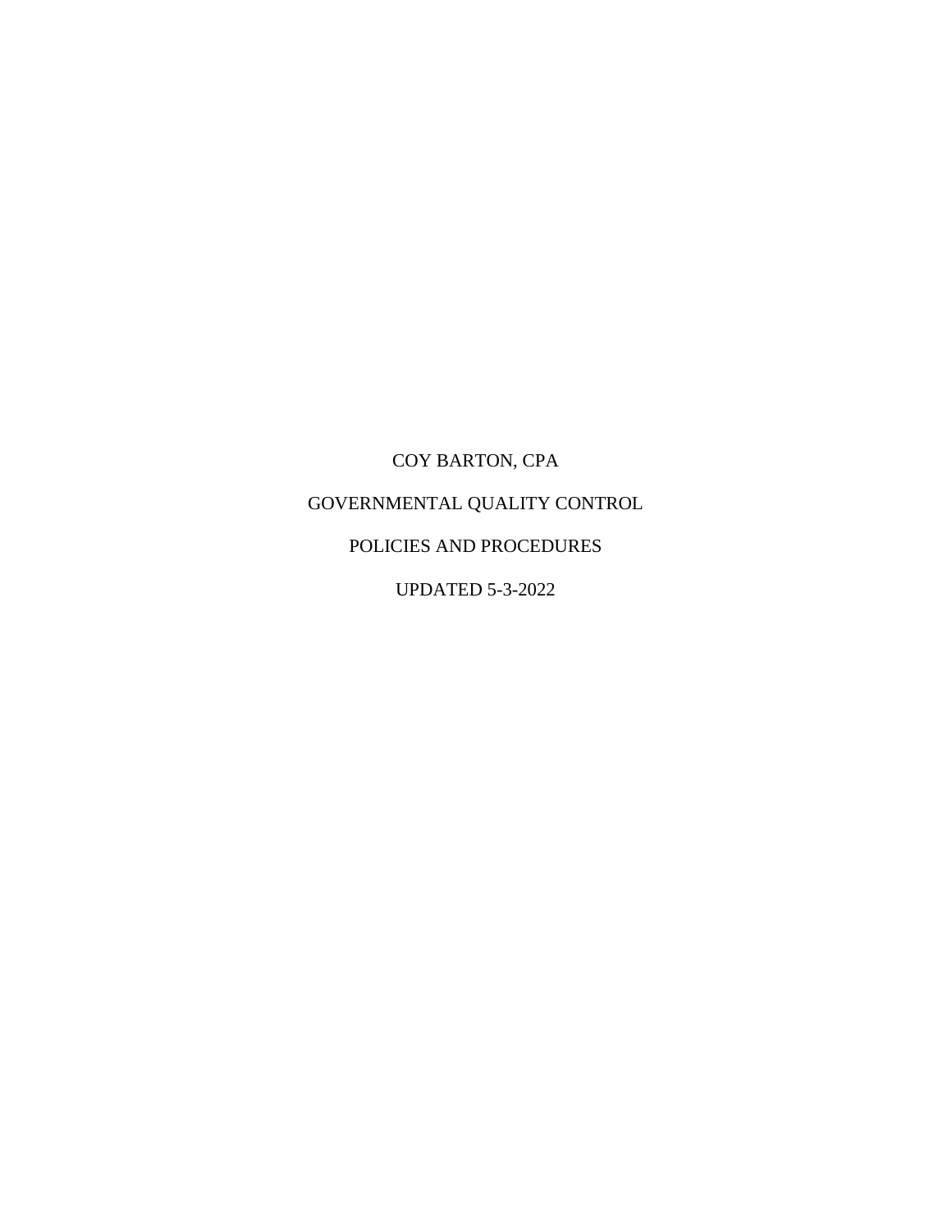# COY BARTON, CPA

# GOVERNMENTAL QUALITY CONTROL

# POLICIES AND PROCEDURES

UPDATED 5-3-2022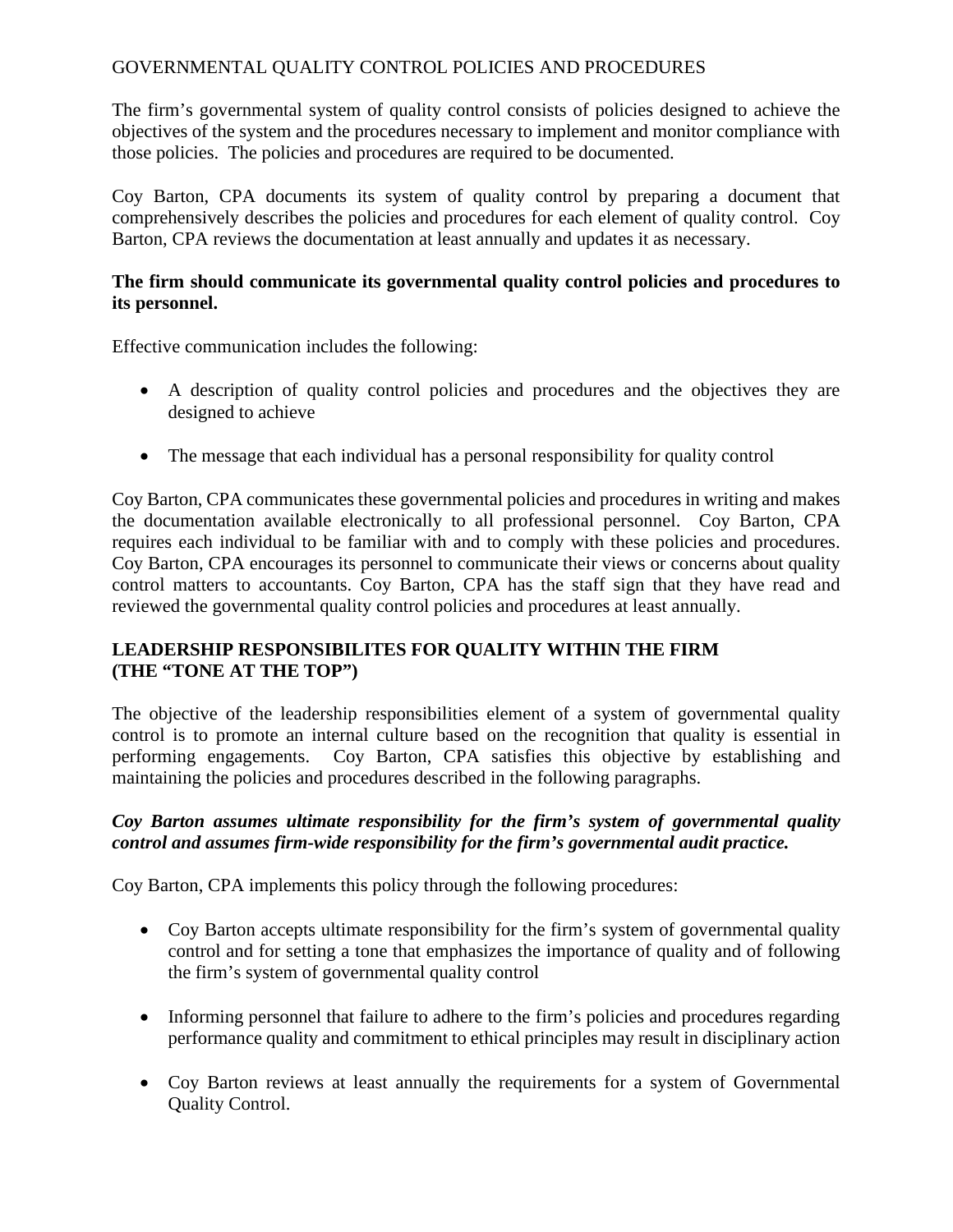GOVERNMENTAL QUALITY CONTROL POLICIES AND PROCEDURES

The firm's governmental system of quality control consists of policies designed to achieve the objectives of the system and the procedures necessary to implement and monitor compliance with those policies. The policies and procedures are required to be documented.

Coy Barton, CPA documents its system of quality control by preparing a document that comprehensively describes the policies and procedures for each element of quality control. Coy Barton, CPA reviews the documentation at least annually and updates it as necessary.

**The firm should communicate its governmental quality control policies and procedures to its personnel.**

Effective communication includes the following:

- A description of quality control policies and procedures and the objectives they are designed to achieve
- The message that each individual has a personal responsibility for quality control

Coy Barton, CPA communicates these governmental policies and procedures in writing and makes the documentation available electronically to all professional personnel. Coy Barton, CPA requires each individual to be familiar with and to comply with these policies and procedures. Coy Barton, CPA encourages its personnel to communicate their views or concerns about quality control matters to accountants. Coy Barton, CPA has the staff sign that they have read and reviewed the governmental quality control policies and procedures at least annually.

## LEADERSHIP RESPONSIBILITES FOR QUALITY WITHIN THE FIRM (THE "TONE AT THE TOP")

The objective of the leadership responsibilities element of a system of governmental quality control is to promote an internal culture based on the recognition that quality is essential in performing engagements. Coy Barton, CPA satisfies this objective by establishing and maintaining the policies and procedures described in the following paragraphs.

***Coy Barton assumes ultimate responsibility for the firm's system of governmental quality control and assumes firm-wide responsibility for the firm's governmental audit practice.***

Coy Barton, CPA implements this policy through the following procedures:

- Coy Barton accepts ultimate responsibility for the firm's system of governmental quality control and for setting a tone that emphasizes the importance of quality and of following the firm's system of governmental quality control
- Informing personnel that failure to adhere to the firm's policies and procedures regarding performance quality and commitment to ethical principles may result in disciplinary action
- Coy Barton reviews at least annually the requirements for a system of Governmental Quality Control.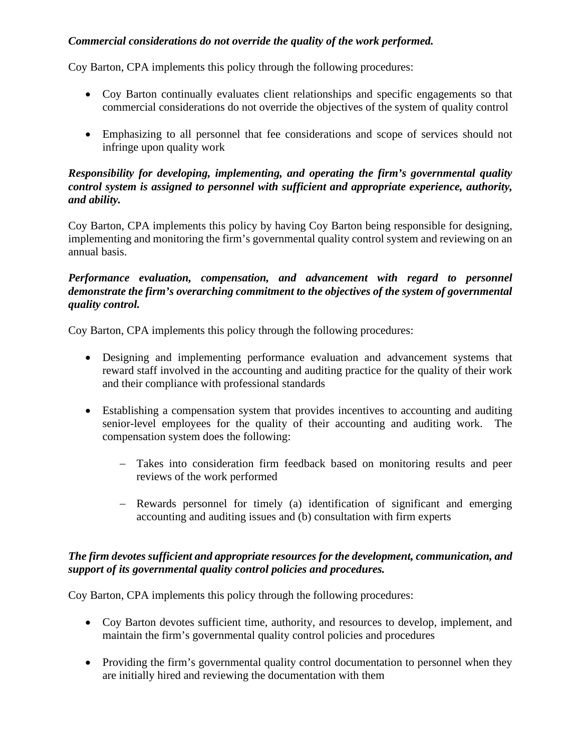***Commercial considerations do not override the quality of the work performed.***

Coy Barton, CPA implements this policy through the following procedures:

- Coy Barton continually evaluates client relationships and specific engagements so that commercial considerations do not override the objectives of the system of quality control
- Emphasizing to all personnel that fee considerations and scope of services should not infringe upon quality work

***Responsibility for developing, implementing, and operating the firm's governmental quality control system is assigned to personnel with sufficient and appropriate experience, authority, and ability.***

Coy Barton, CPA implements this policy by having Coy Barton being responsible for designing, implementing and monitoring the firm's governmental quality control system and reviewing on an annual basis.

***Performance evaluation, compensation, and advancement with regard to personnel demonstrate the firm's overarching commitment to the objectives of the system of governmental quality control.***

Coy Barton, CPA implements this policy through the following procedures:

- Designing and implementing performance evaluation and advancement systems that reward staff involved in the accounting and auditing practice for the quality of their work and their compliance with professional standards
- Establishing a compensation system that provides incentives to accounting and auditing senior-level employees for the quality of their accounting and auditing work. The compensation system does the following:
  - Takes into consideration firm feedback based on monitoring results and peer reviews of the work performed
  - Rewards personnel for timely (a) identification of significant and emerging accounting and auditing issues and (b) consultation with firm experts

***The firm devotes sufficient and appropriate resources for the development, communication, and support of its governmental quality control policies and procedures.***

Coy Barton, CPA implements this policy through the following procedures:

- Coy Barton devotes sufficient time, authority, and resources to develop, implement, and maintain the firm's governmental quality control policies and procedures
- Providing the firm's governmental quality control documentation to personnel when they are initially hired and reviewing the documentation with them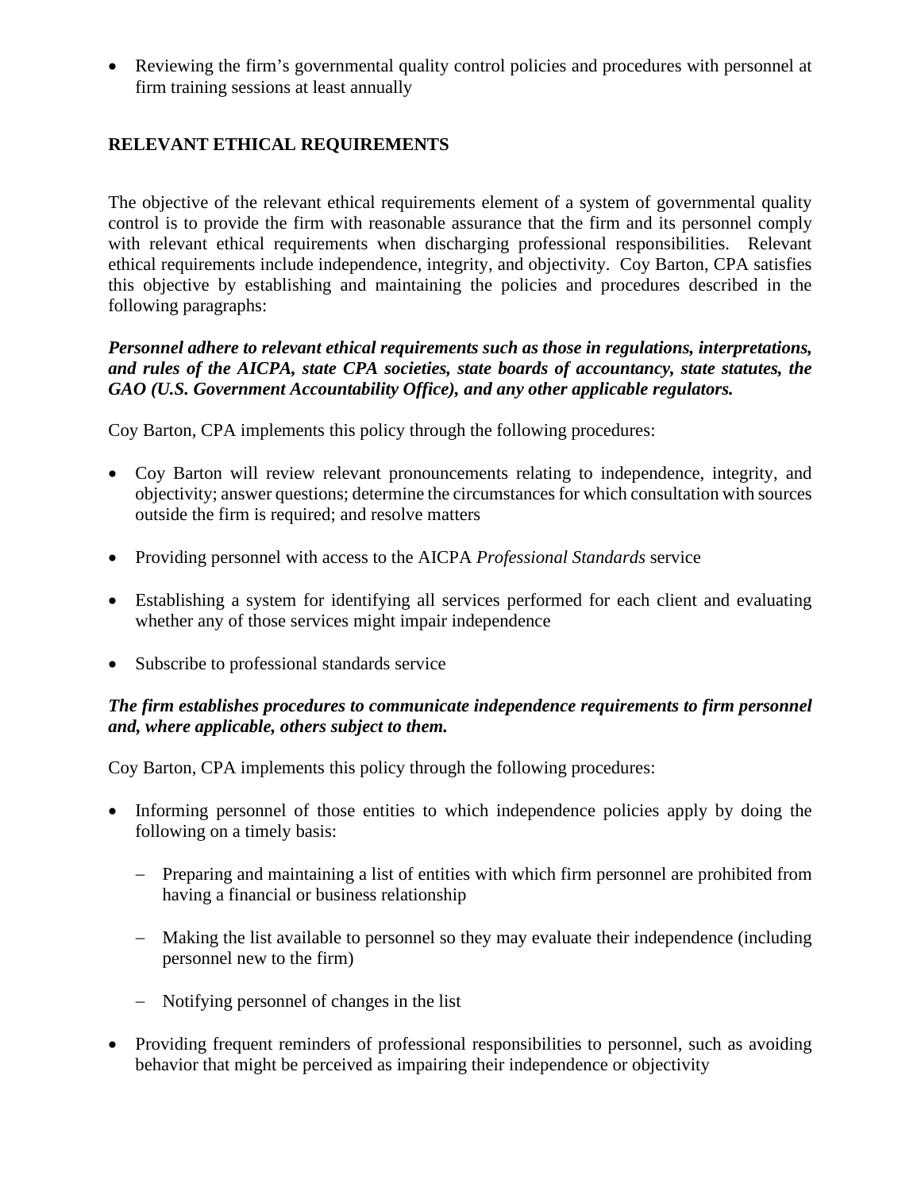- Reviewing the firm's governmental quality control policies and procedures with personnel at firm training sessions at least annually

## RELEVANT ETHICAL REQUIREMENTS

The objective of the relevant ethical requirements element of a system of governmental quality control is to provide the firm with reasonable assurance that the firm and its personnel comply with relevant ethical requirements when discharging professional responsibilities. Relevant ethical requirements include independence, integrity, and objectivity. Coy Barton, CPA satisfies this objective by establishing and maintaining the policies and procedures described in the following paragraphs:

***Personnel adhere to relevant ethical requirements such as those in regulations, interpretations, and rules of the AICPA, state CPA societies, state boards of accountancy, state statutes, the GAO (U.S. Government Accountability Office), and any other applicable regulators.***

Coy Barton, CPA implements this policy through the following procedures:

- Coy Barton will review relevant pronouncements relating to independence, integrity, and objectivity; answer questions; determine the circumstances for which consultation with sources outside the firm is required; and resolve matters
- Providing personnel with access to the AICPA *Professional Standards* service
- Establishing a system for identifying all services performed for each client and evaluating whether any of those services might impair independence
- Subscribe to professional standards service

***The firm establishes procedures to communicate independence requirements to firm personnel and, where applicable, others subject to them.***

Coy Barton, CPA implements this policy through the following procedures:

- Informing personnel of those entities to which independence policies apply by doing the following on a timely basis:
  - Preparing and maintaining a list of entities with which firm personnel are prohibited from having a financial or business relationship
  - Making the list available to personnel so they may evaluate their independence (including personnel new to the firm)
  - Notifying personnel of changes in the list
- Providing frequent reminders of professional responsibilities to personnel, such as avoiding behavior that might be perceived as impairing their independence or objectivity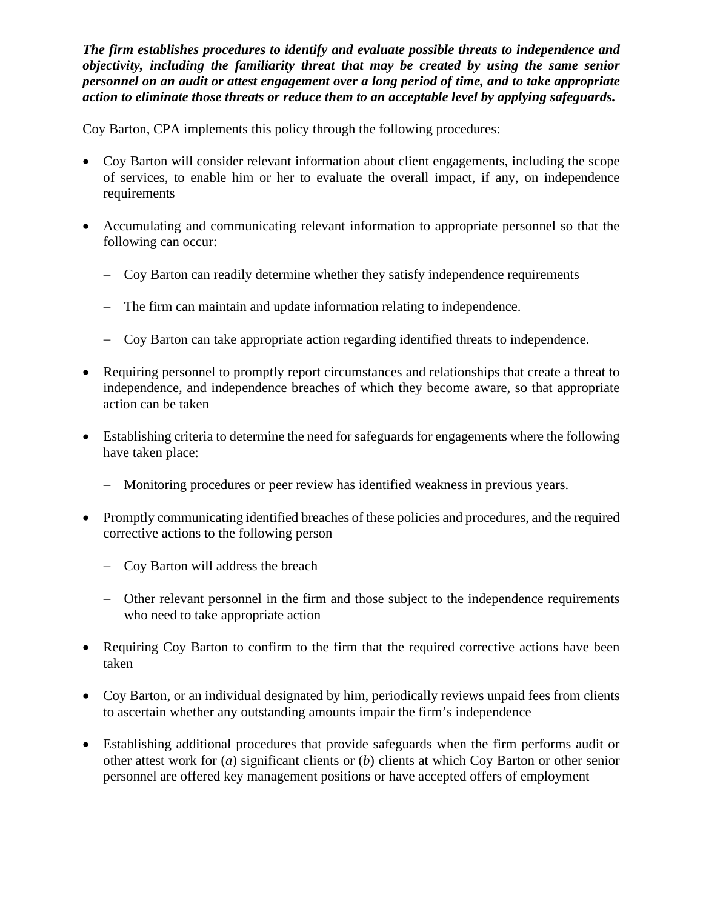***The firm establishes procedures to identify and evaluate possible threats to independence and objectivity, including the familiarity threat that may be created by using the same senior personnel on an audit or attest engagement over a long period of time, and to take appropriate action to eliminate those threats or reduce them to an acceptable level by applying safeguards.***

Coy Barton, CPA implements this policy through the following procedures:

- Coy Barton will consider relevant information about client engagements, including the scope of services, to enable him or her to evaluate the overall impact, if any, on independence requirements
- Accumulating and communicating relevant information to appropriate personnel so that the following can occur:
  - Coy Barton can readily determine whether they satisfy independence requirements
  - The firm can maintain and update information relating to independence.
  - Coy Barton can take appropriate action regarding identified threats to independence.
- Requiring personnel to promptly report circumstances and relationships that create a threat to independence, and independence breaches of which they become aware, so that appropriate action can be taken
- Establishing criteria to determine the need for safeguards for engagements where the following have taken place:
  - Monitoring procedures or peer review has identified weakness in previous years.
- Promptly communicating identified breaches of these policies and procedures, and the required corrective actions to the following person
  - Coy Barton will address the breach
  - Other relevant personnel in the firm and those subject to the independence requirements who need to take appropriate action
- Requiring Coy Barton to confirm to the firm that the required corrective actions have been taken
- Coy Barton, or an individual designated by him, periodically reviews unpaid fees from clients to ascertain whether any outstanding amounts impair the firm's independence
- Establishing additional procedures that provide safeguards when the firm performs audit or other attest work for (*a*) significant clients or (*b*) clients at which Coy Barton or other senior personnel are offered key management positions or have accepted offers of employment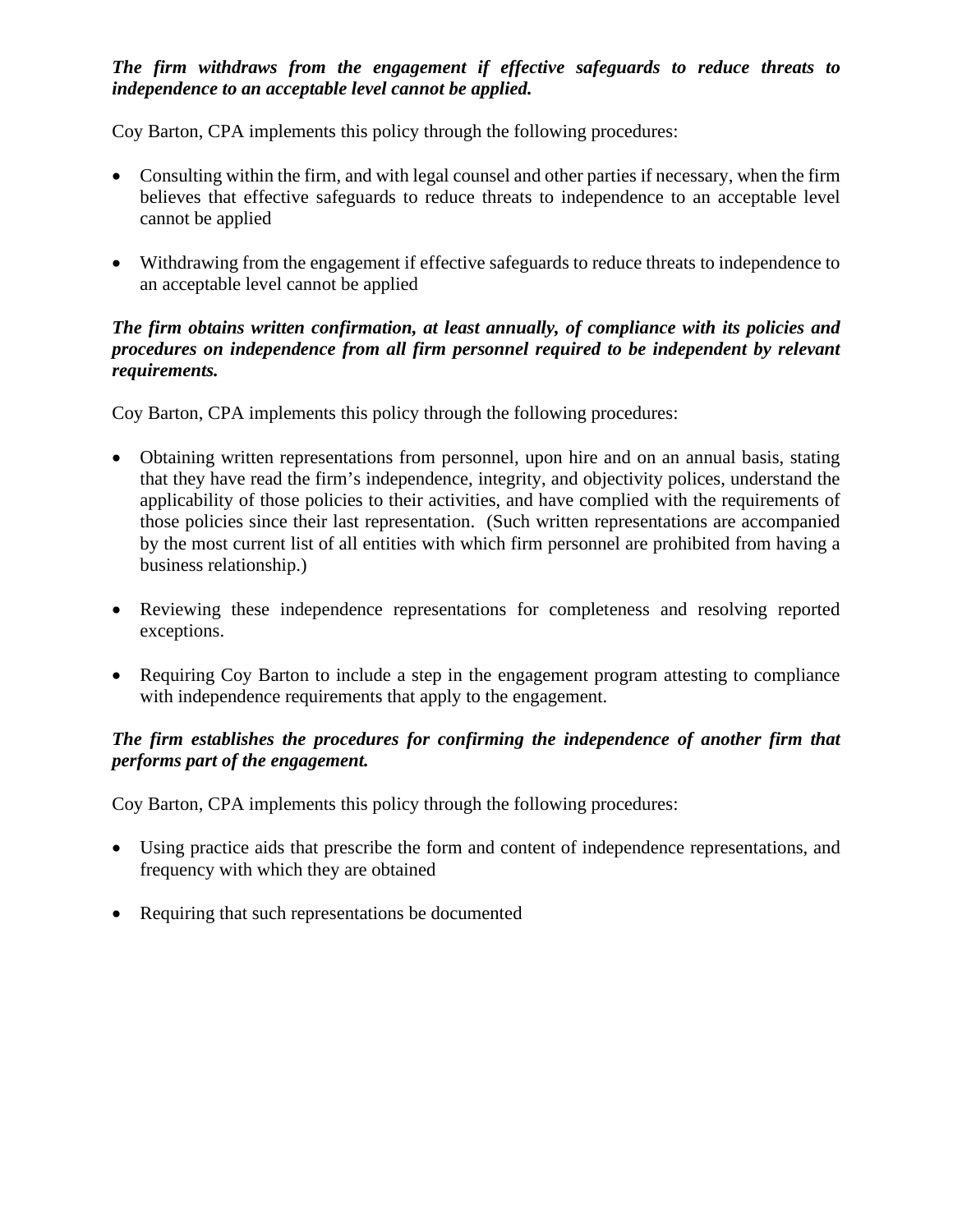***The firm withdraws from the engagement if effective safeguards to reduce threats to independence to an acceptable level cannot be applied.***

Coy Barton, CPA implements this policy through the following procedures:

- Consulting within the firm, and with legal counsel and other parties if necessary, when the firm believes that effective safeguards to reduce threats to independence to an acceptable level cannot be applied

- Withdrawing from the engagement if effective safeguards to reduce threats to independence to an acceptable level cannot be applied

***The firm obtains written confirmation, at least annually, of compliance with its policies and procedures on independence from all firm personnel required to be independent by relevant requirements.***

Coy Barton, CPA implements this policy through the following procedures:

- Obtaining written representations from personnel, upon hire and on an annual basis, stating that they have read the firm's independence, integrity, and objectivity polices, understand the applicability of those policies to their activities, and have complied with the requirements of those policies since their last representation. (Such written representations are accompanied by the most current list of all entities with which firm personnel are prohibited from having a business relationship.)

- Reviewing these independence representations for completeness and resolving reported exceptions.

- Requiring Coy Barton to include a step in the engagement program attesting to compliance with independence requirements that apply to the engagement.

***The firm establishes the procedures for confirming the independence of another firm that performs part of the engagement.***

Coy Barton, CPA implements this policy through the following procedures:

- Using practice aids that prescribe the form and content of independence representations, and frequency with which they are obtained

- Requiring that such representations be documented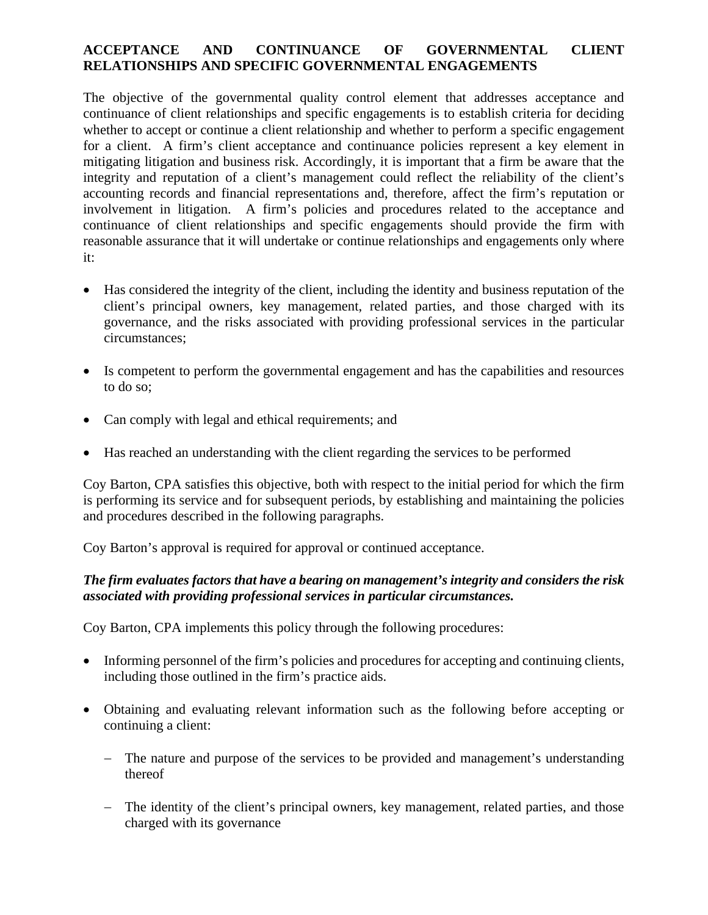## ACCEPTANCE AND CONTINUANCE OF GOVERNMENTAL CLIENT RELATIONSHIPS AND SPECIFIC GOVERNMENTAL ENGAGEMENTS

The objective of the governmental quality control element that addresses acceptance and continuance of client relationships and specific engagements is to establish criteria for deciding whether to accept or continue a client relationship and whether to perform a specific engagement for a client. A firm's client acceptance and continuance policies represent a key element in mitigating litigation and business risk. Accordingly, it is important that a firm be aware that the integrity and reputation of a client's management could reflect the reliability of the client's accounting records and financial representations and, therefore, affect the firm's reputation or involvement in litigation. A firm's policies and procedures related to the acceptance and continuance of client relationships and specific engagements should provide the firm with reasonable assurance that it will undertake or continue relationships and engagements only where it:

- Has considered the integrity of the client, including the identity and business reputation of the client's principal owners, key management, related parties, and those charged with its governance, and the risks associated with providing professional services in the particular circumstances;
- Is competent to perform the governmental engagement and has the capabilities and resources to do so;
- Can comply with legal and ethical requirements; and
- Has reached an understanding with the client regarding the services to be performed

Coy Barton, CPA satisfies this objective, both with respect to the initial period for which the firm is performing its service and for subsequent periods, by establishing and maintaining the policies and procedures described in the following paragraphs.

Coy Barton's approval is required for approval or continued acceptance.

***The firm evaluates factors that have a bearing on management's integrity and considers the risk associated with providing professional services in particular circumstances.***

Coy Barton, CPA implements this policy through the following procedures:

- Informing personnel of the firm's policies and procedures for accepting and continuing clients, including those outlined in the firm's practice aids.
- Obtaining and evaluating relevant information such as the following before accepting or continuing a client:
  - The nature and purpose of the services to be provided and management's understanding thereof
  - The identity of the client's principal owners, key management, related parties, and those charged with its governance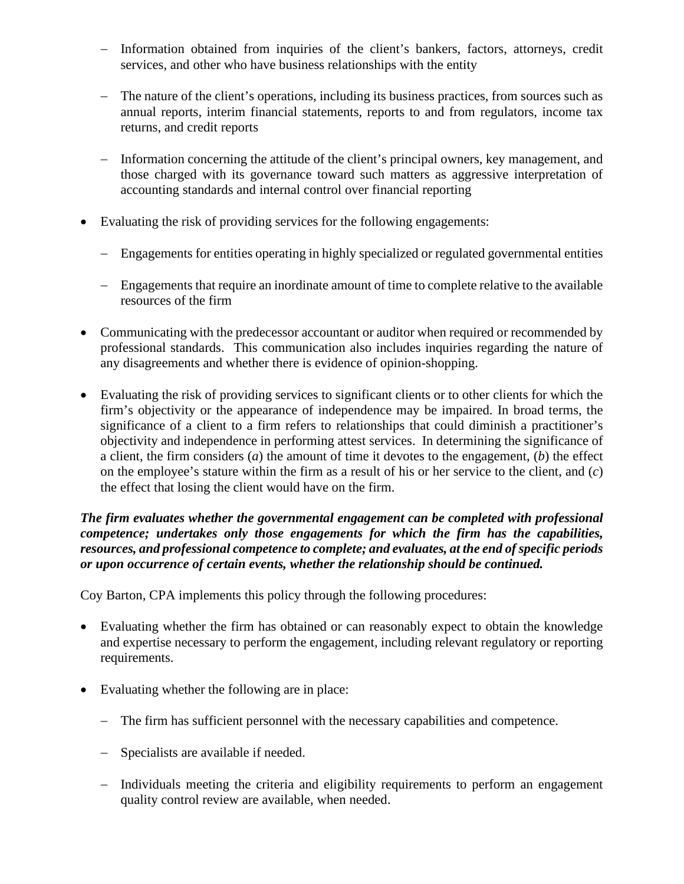- Information obtained from inquiries of the client's bankers, factors, attorneys, credit services, and other who have business relationships with the entity

  - The nature of the client's operations, including its business practices, from sources such as annual reports, interim financial statements, reports to and from regulators, income tax returns, and credit reports

  - Information concerning the attitude of the client's principal owners, key management, and those charged with its governance toward such matters as aggressive interpretation of accounting standards and internal control over financial reporting

- Evaluating the risk of providing services for the following engagements:

  - Engagements for entities operating in highly specialized or regulated governmental entities

  - Engagements that require an inordinate amount of time to complete relative to the available resources of the firm

- Communicating with the predecessor accountant or auditor when required or recommended by professional standards. This communication also includes inquiries regarding the nature of any disagreements and whether there is evidence of opinion-shopping.

- Evaluating the risk of providing services to significant clients or to other clients for which the firm's objectivity or the appearance of independence may be impaired. In broad terms, the significance of a client to a firm refers to relationships that could diminish a practitioner's objectivity and independence in performing attest services. In determining the significance of a client, the firm considers (*a*) the amount of time it devotes to the engagement, (*b*) the effect on the employee's stature within the firm as a result of his or her service to the client, and (*c*) the effect that losing the client would have on the firm.

***The firm evaluates whether the governmental engagement can be completed with professional competence; undertakes only those engagements for which the firm has the capabilities, resources, and professional competence to complete; and evaluates, at the end of specific periods or upon occurrence of certain events, whether the relationship should be continued.***

Coy Barton, CPA implements this policy through the following procedures:

- Evaluating whether the firm has obtained or can reasonably expect to obtain the knowledge and expertise necessary to perform the engagement, including relevant regulatory or reporting requirements.

- Evaluating whether the following are in place:

  - The firm has sufficient personnel with the necessary capabilities and competence.

  - Specialists are available if needed.

  - Individuals meeting the criteria and eligibility requirements to perform an engagement quality control review are available, when needed.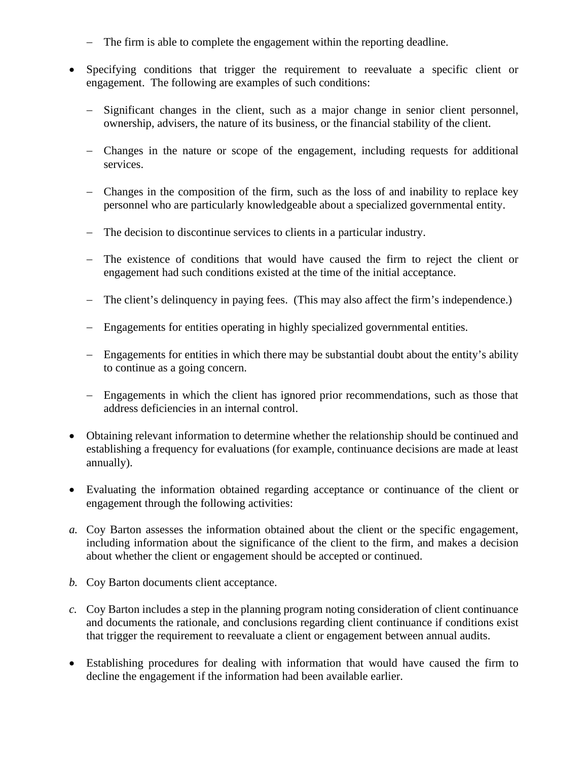- The firm is able to complete the engagement within the reporting deadline.

- Specifying conditions that trigger the requirement to reevaluate a specific client or engagement. The following are examples of such conditions:

  - Significant changes in the client, such as a major change in senior client personnel, ownership, advisers, the nature of its business, or the financial stability of the client.

  - Changes in the nature or scope of the engagement, including requests for additional services.

  - Changes in the composition of the firm, such as the loss of and inability to replace key personnel who are particularly knowledgeable about a specialized governmental entity.

  - The decision to discontinue services to clients in a particular industry.

  - The existence of conditions that would have caused the firm to reject the client or engagement had such conditions existed at the time of the initial acceptance.

  - The client's delinquency in paying fees. (This may also affect the firm's independence.)

  - Engagements for entities operating in highly specialized governmental entities.

  - Engagements for entities in which there may be substantial doubt about the entity's ability to continue as a going concern.

  - Engagements in which the client has ignored prior recommendations, such as those that address deficiencies in an internal control.

- Obtaining relevant information to determine whether the relationship should be continued and establishing a frequency for evaluations (for example, continuance decisions are made at least annually).

- Evaluating the information obtained regarding acceptance or continuance of the client or engagement through the following activities:

*a.* Coy Barton assesses the information obtained about the client or the specific engagement, including information about the significance of the client to the firm, and makes a decision about whether the client or engagement should be accepted or continued.

*b.* Coy Barton documents client acceptance.

*c.* Coy Barton includes a step in the planning program noting consideration of client continuance and documents the rationale, and conclusions regarding client continuance if conditions exist that trigger the requirement to reevaluate a client or engagement between annual audits.

- Establishing procedures for dealing with information that would have caused the firm to decline the engagement if the information had been available earlier.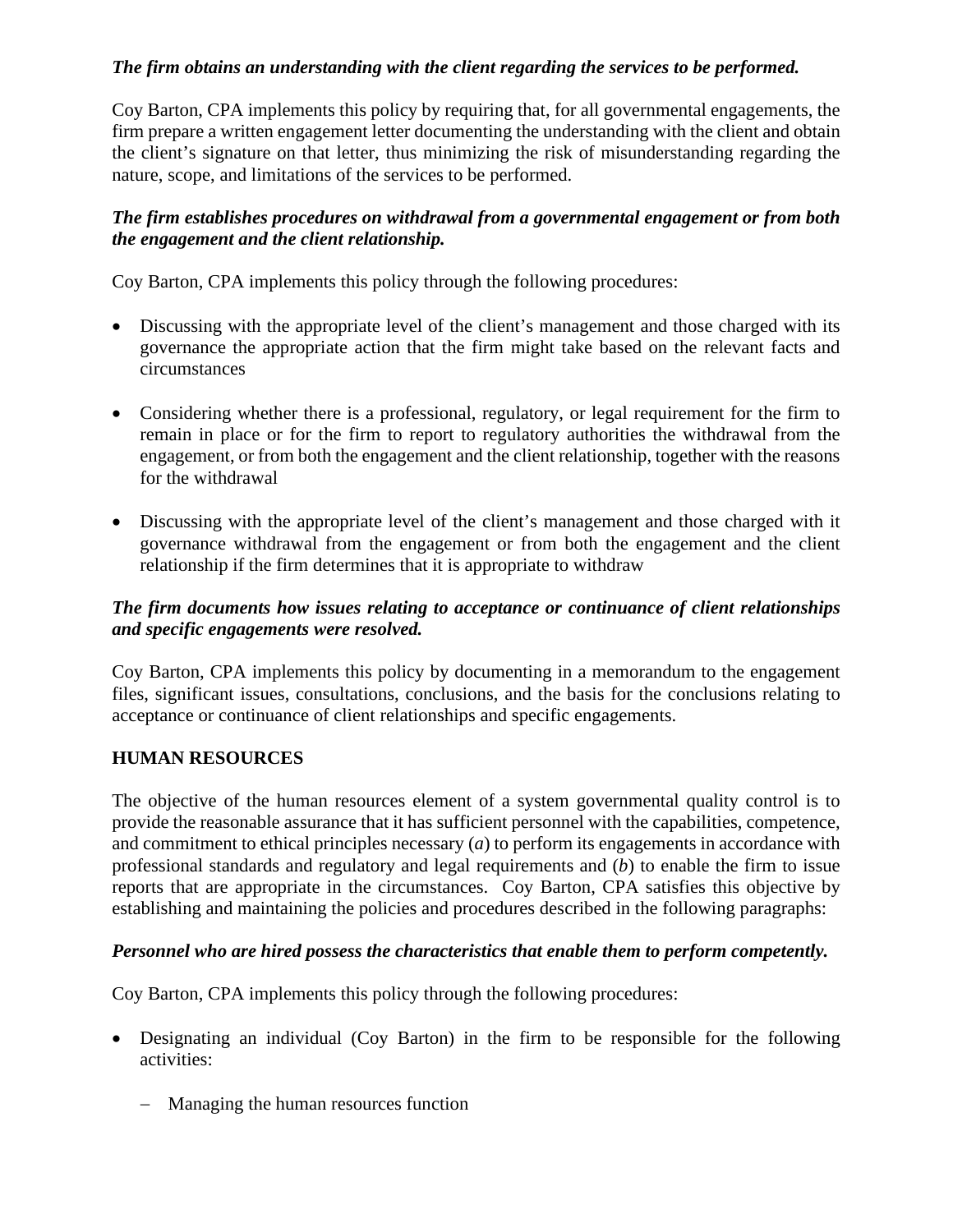***The firm obtains an understanding with the client regarding the services to be performed.***

Coy Barton, CPA implements this policy by requiring that, for all governmental engagements, the firm prepare a written engagement letter documenting the understanding with the client and obtain the client's signature on that letter, thus minimizing the risk of misunderstanding regarding the nature, scope, and limitations of the services to be performed.

***The firm establishes procedures on withdrawal from a governmental engagement or from both the engagement and the client relationship.***

Coy Barton, CPA implements this policy through the following procedures:

- Discussing with the appropriate level of the client's management and those charged with its governance the appropriate action that the firm might take based on the relevant facts and circumstances
- Considering whether there is a professional, regulatory, or legal requirement for the firm to remain in place or for the firm to report to regulatory authorities the withdrawal from the engagement, or from both the engagement and the client relationship, together with the reasons for the withdrawal
- Discussing with the appropriate level of the client's management and those charged with it governance withdrawal from the engagement or from both the engagement and the client relationship if the firm determines that it is appropriate to withdraw

***The firm documents how issues relating to acceptance or continuance of client relationships and specific engagements were resolved.***

Coy Barton, CPA implements this policy by documenting in a memorandum to the engagement files, significant issues, consultations, conclusions, and the basis for the conclusions relating to acceptance or continuance of client relationships and specific engagements.

## HUMAN RESOURCES

The objective of the human resources element of a system governmental quality control is to provide the reasonable assurance that it has sufficient personnel with the capabilities, competence, and commitment to ethical principles necessary (*a*) to perform its engagements in accordance with professional standards and regulatory and legal requirements and (*b*) to enable the firm to issue reports that are appropriate in the circumstances. Coy Barton, CPA satisfies this objective by establishing and maintaining the policies and procedures described in the following paragraphs:

***Personnel who are hired possess the characteristics that enable them to perform competently.***

Coy Barton, CPA implements this policy through the following procedures:

- Designating an individual (Coy Barton) in the firm to be responsible for the following activities:
  - Managing the human resources function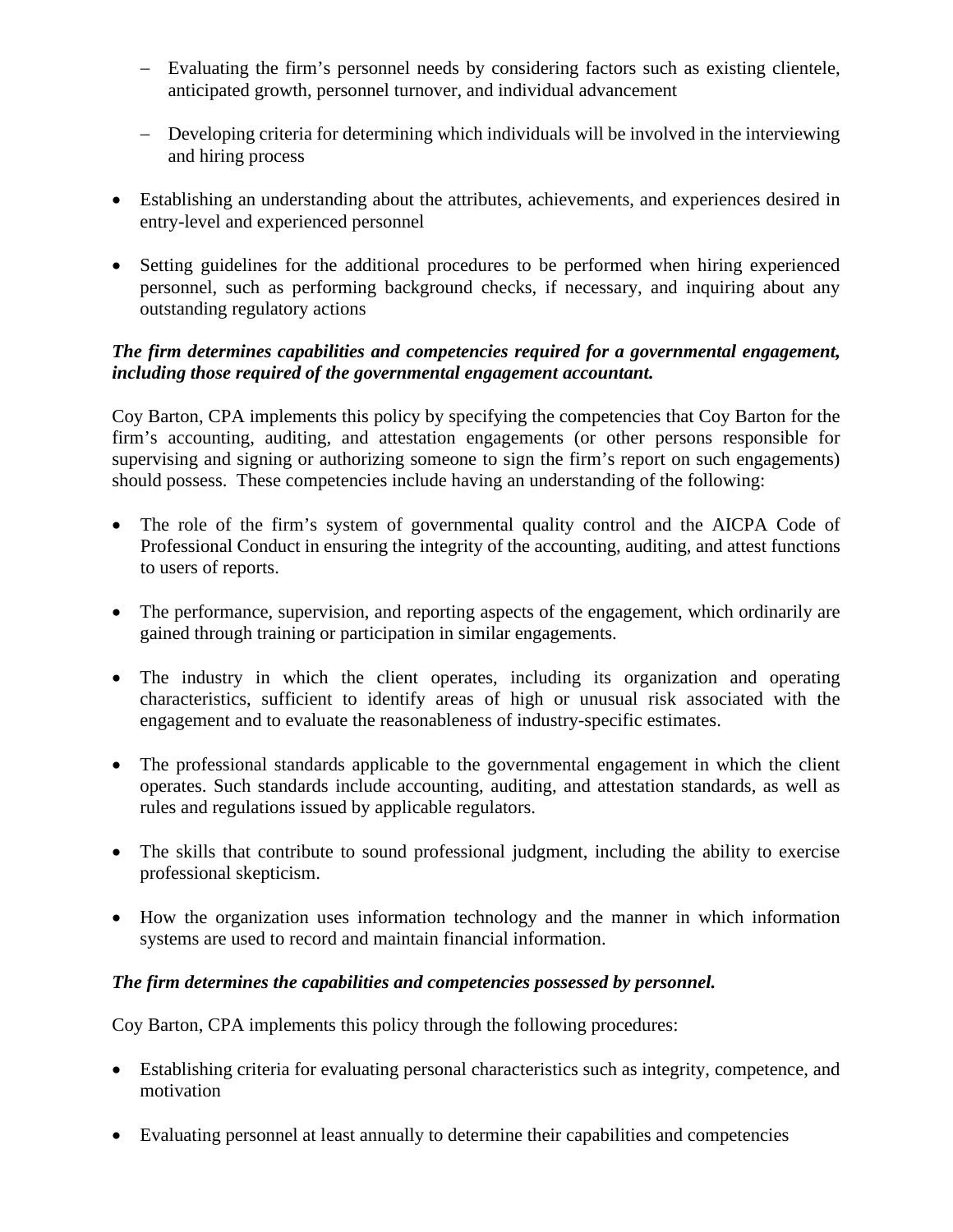- Evaluating the firm's personnel needs by considering factors such as existing clientele, anticipated growth, personnel turnover, and individual advancement

  - Developing criteria for determining which individuals will be involved in the interviewing and hiring process

- Establishing an understanding about the attributes, achievements, and experiences desired in entry-level and experienced personnel

- Setting guidelines for the additional procedures to be performed when hiring experienced personnel, such as performing background checks, if necessary, and inquiring about any outstanding regulatory actions

***The firm determines capabilities and competencies required for a governmental engagement, including those required of the governmental engagement accountant.***

Coy Barton, CPA implements this policy by specifying the competencies that Coy Barton for the firm's accounting, auditing, and attestation engagements (or other persons responsible for supervising and signing or authorizing someone to sign the firm's report on such engagements) should possess. These competencies include having an understanding of the following:

- The role of the firm's system of governmental quality control and the AICPA Code of Professional Conduct in ensuring the integrity of the accounting, auditing, and attest functions to users of reports.

- The performance, supervision, and reporting aspects of the engagement, which ordinarily are gained through training or participation in similar engagements.

- The industry in which the client operates, including its organization and operating characteristics, sufficient to identify areas of high or unusual risk associated with the engagement and to evaluate the reasonableness of industry-specific estimates.

- The professional standards applicable to the governmental engagement in which the client operates. Such standards include accounting, auditing, and attestation standards, as well as rules and regulations issued by applicable regulators.

- The skills that contribute to sound professional judgment, including the ability to exercise professional skepticism.

- How the organization uses information technology and the manner in which information systems are used to record and maintain financial information.

***The firm determines the capabilities and competencies possessed by personnel.***

Coy Barton, CPA implements this policy through the following procedures:

- Establishing criteria for evaluating personal characteristics such as integrity, competence, and motivation

- Evaluating personnel at least annually to determine their capabilities and competencies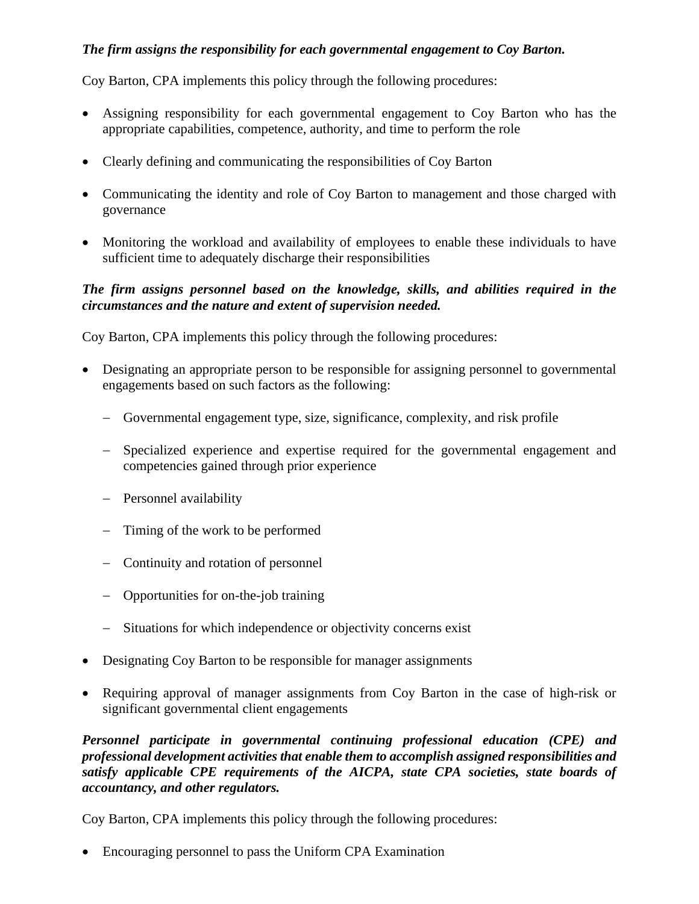***The firm assigns the responsibility for each governmental engagement to Coy Barton.***

Coy Barton, CPA implements this policy through the following procedures:

- Assigning responsibility for each governmental engagement to Coy Barton who has the appropriate capabilities, competence, authority, and time to perform the role

- Clearly defining and communicating the responsibilities of Coy Barton

- Communicating the identity and role of Coy Barton to management and those charged with governance

- Monitoring the workload and availability of employees to enable these individuals to have sufficient time to adequately discharge their responsibilities

***The firm assigns personnel based on the knowledge, skills, and abilities required in the circumstances and the nature and extent of supervision needed.***

Coy Barton, CPA implements this policy through the following procedures:

- Designating an appropriate person to be responsible for assigning personnel to governmental engagements based on such factors as the following:

  - Governmental engagement type, size, significance, complexity, and risk profile

  - Specialized experience and expertise required for the governmental engagement and competencies gained through prior experience

  - Personnel availability

  - Timing of the work to be performed

  - Continuity and rotation of personnel

  - Opportunities for on-the-job training

  - Situations for which independence or objectivity concerns exist

- Designating Coy Barton to be responsible for manager assignments

- Requiring approval of manager assignments from Coy Barton in the case of high-risk or significant governmental client engagements

***Personnel participate in governmental continuing professional education (CPE) and professional development activities that enable them to accomplish assigned responsibilities and satisfy applicable CPE requirements of the AICPA, state CPA societies, state boards of accountancy, and other regulators.***

Coy Barton, CPA implements this policy through the following procedures:

- Encouraging personnel to pass the Uniform CPA Examination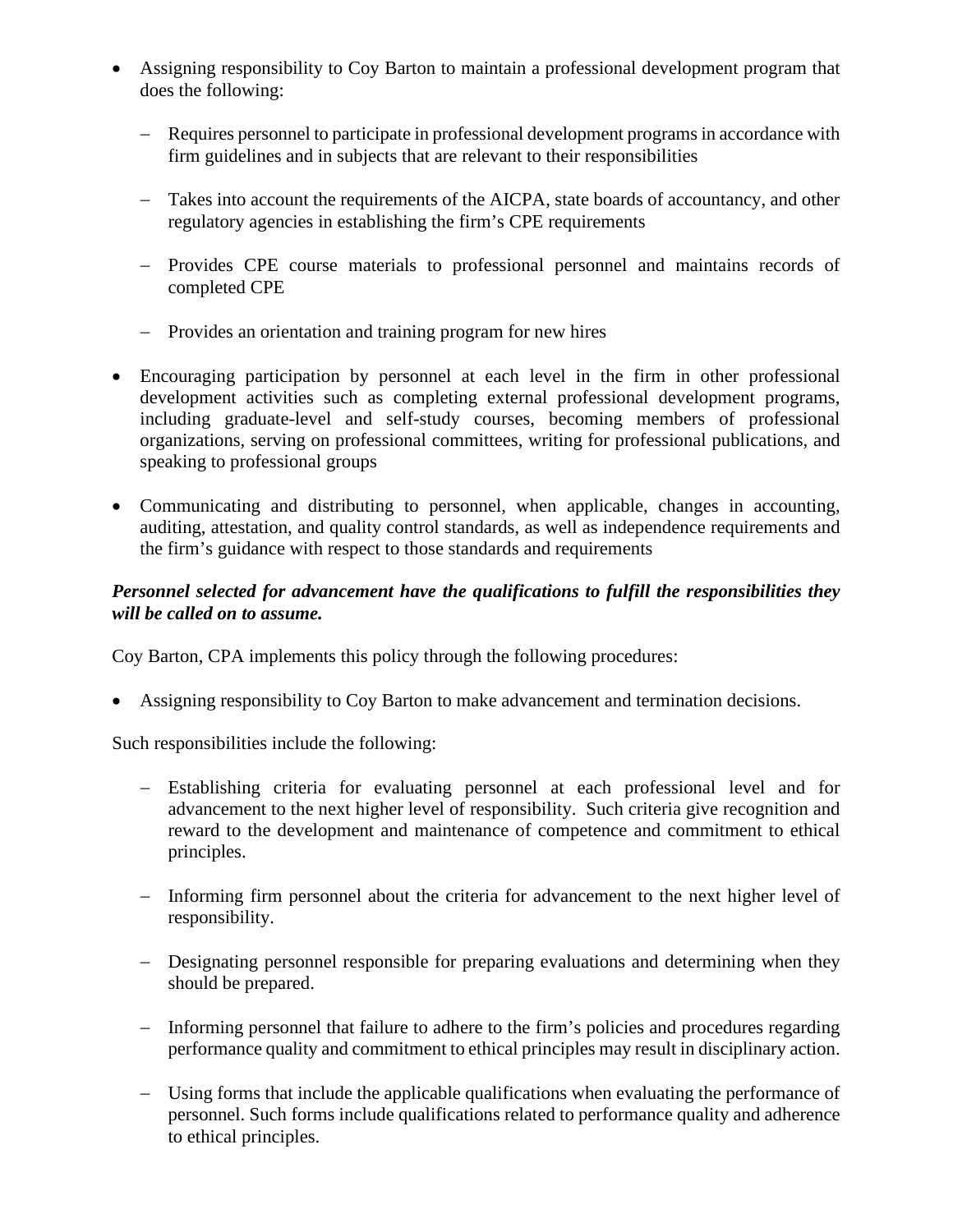- Assigning responsibility to Coy Barton to maintain a professional development program that does the following:

  - Requires personnel to participate in professional development programs in accordance with firm guidelines and in subjects that are relevant to their responsibilities

  - Takes into account the requirements of the AICPA, state boards of accountancy, and other regulatory agencies in establishing the firm's CPE requirements

  - Provides CPE course materials to professional personnel and maintains records of completed CPE

  - Provides an orientation and training program for new hires

- Encouraging participation by personnel at each level in the firm in other professional development activities such as completing external professional development programs, including graduate-level and self-study courses, becoming members of professional organizations, serving on professional committees, writing for professional publications, and speaking to professional groups

- Communicating and distributing to personnel, when applicable, changes in accounting, auditing, attestation, and quality control standards, as well as independence requirements and the firm's guidance with respect to those standards and requirements

***Personnel selected for advancement have the qualifications to fulfill the responsibilities they will be called on to assume.***

Coy Barton, CPA implements this policy through the following procedures:

- Assigning responsibility to Coy Barton to make advancement and termination decisions.

Such responsibilities include the following:

  - Establishing criteria for evaluating personnel at each professional level and for advancement to the next higher level of responsibility. Such criteria give recognition and reward to the development and maintenance of competence and commitment to ethical principles.

  - Informing firm personnel about the criteria for advancement to the next higher level of responsibility.

  - Designating personnel responsible for preparing evaluations and determining when they should be prepared.

  - Informing personnel that failure to adhere to the firm's policies and procedures regarding performance quality and commitment to ethical principles may result in disciplinary action.

  - Using forms that include the applicable qualifications when evaluating the performance of personnel. Such forms include qualifications related to performance quality and adherence to ethical principles.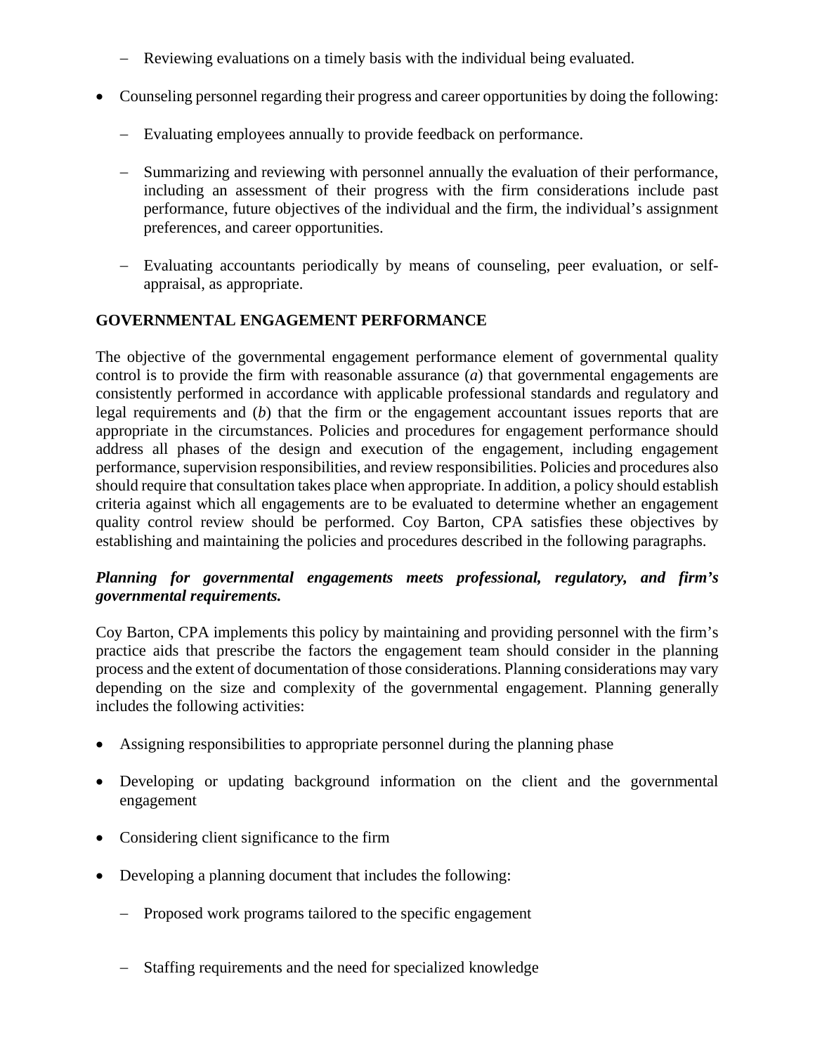- Reviewing evaluations on a timely basis with the individual being evaluated.

- Counseling personnel regarding their progress and career opportunities by doing the following:

  - Evaluating employees annually to provide feedback on performance.

  - Summarizing and reviewing with personnel annually the evaluation of their performance, including an assessment of their progress with the firm considerations include past performance, future objectives of the individual and the firm, the individual's assignment preferences, and career opportunities.

  - Evaluating accountants periodically by means of counseling, peer evaluation, or self-appraisal, as appropriate.

**GOVERNMENTAL ENGAGEMENT PERFORMANCE**

The objective of the governmental engagement performance element of governmental quality control is to provide the firm with reasonable assurance (*a*) that governmental engagements are consistently performed in accordance with applicable professional standards and regulatory and legal requirements and (*b*) that the firm or the engagement accountant issues reports that are appropriate in the circumstances. Policies and procedures for engagement performance should address all phases of the design and execution of the engagement, including engagement performance, supervision responsibilities, and review responsibilities. Policies and procedures also should require that consultation takes place when appropriate. In addition, a policy should establish criteria against which all engagements are to be evaluated to determine whether an engagement quality control review should be performed. Coy Barton, CPA satisfies these objectives by establishing and maintaining the policies and procedures described in the following paragraphs.

***Planning for governmental engagements meets professional, regulatory, and firm's governmental requirements.***

Coy Barton, CPA implements this policy by maintaining and providing personnel with the firm's practice aids that prescribe the factors the engagement team should consider in the planning process and the extent of documentation of those considerations. Planning considerations may vary depending on the size and complexity of the governmental engagement. Planning generally includes the following activities:

- Assigning responsibilities to appropriate personnel during the planning phase

- Developing or updating background information on the client and the governmental engagement

- Considering client significance to the firm

- Developing a planning document that includes the following:

  - Proposed work programs tailored to the specific engagement

  - Staffing requirements and the need for specialized knowledge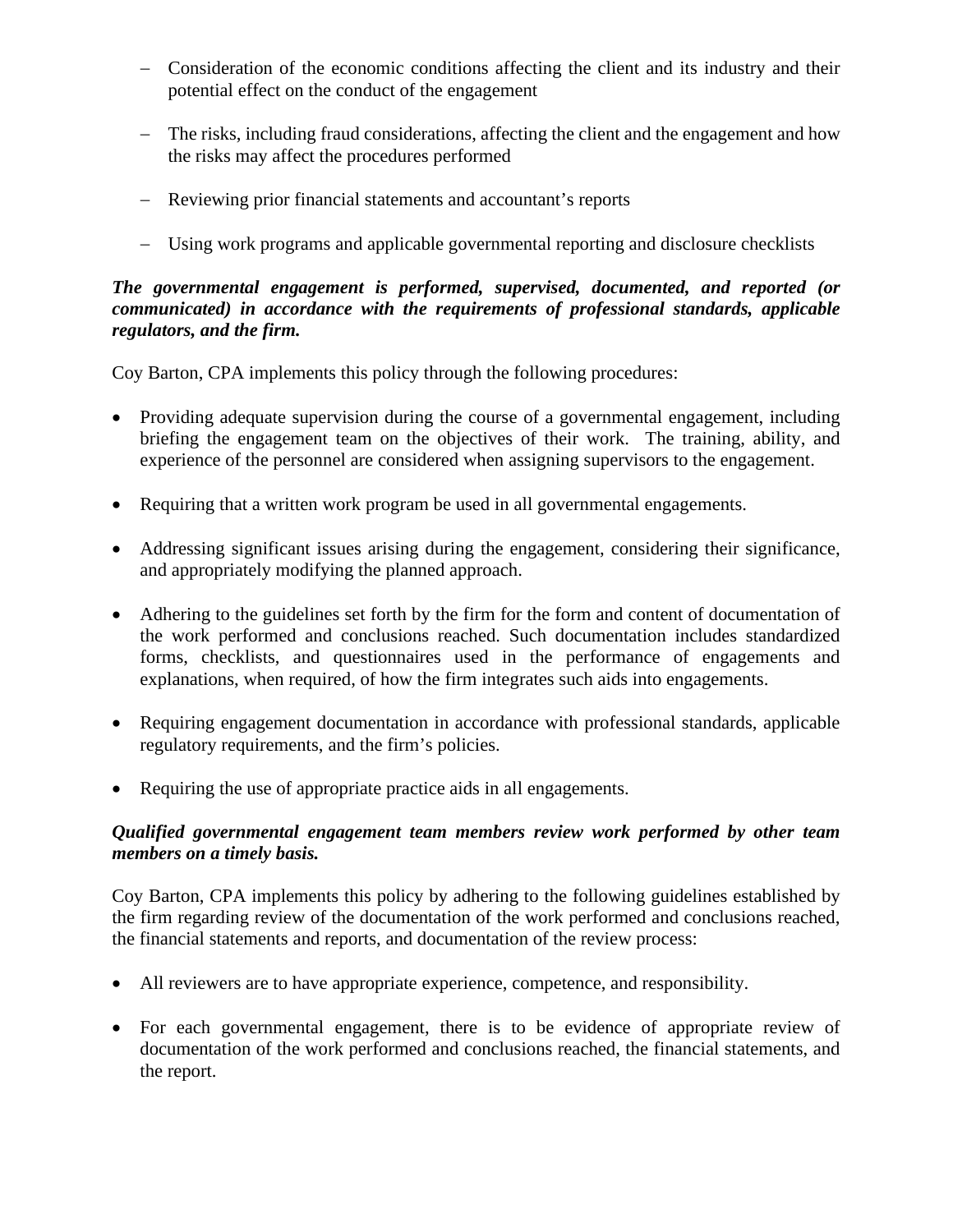- Consideration of the economic conditions affecting the client and its industry and their potential effect on the conduct of the engagement

- The risks, including fraud considerations, affecting the client and the engagement and how the risks may affect the procedures performed

- Reviewing prior financial statements and accountant's reports

- Using work programs and applicable governmental reporting and disclosure checklists

***The governmental engagement is performed, supervised, documented, and reported (or communicated) in accordance with the requirements of professional standards, applicable regulators, and the firm.***

Coy Barton, CPA implements this policy through the following procedures:

- Providing adequate supervision during the course of a governmental engagement, including briefing the engagement team on the objectives of their work. The training, ability, and experience of the personnel are considered when assigning supervisors to the engagement.

- Requiring that a written work program be used in all governmental engagements.

- Addressing significant issues arising during the engagement, considering their significance, and appropriately modifying the planned approach.

- Adhering to the guidelines set forth by the firm for the form and content of documentation of the work performed and conclusions reached. Such documentation includes standardized forms, checklists, and questionnaires used in the performance of engagements and explanations, when required, of how the firm integrates such aids into engagements.

- Requiring engagement documentation in accordance with professional standards, applicable regulatory requirements, and the firm's policies.

- Requiring the use of appropriate practice aids in all engagements.

***Qualified governmental engagement team members review work performed by other team members on a timely basis.***

Coy Barton, CPA implements this policy by adhering to the following guidelines established by the firm regarding review of the documentation of the work performed and conclusions reached, the financial statements and reports, and documentation of the review process:

- All reviewers are to have appropriate experience, competence, and responsibility.

- For each governmental engagement, there is to be evidence of appropriate review of documentation of the work performed and conclusions reached, the financial statements, and the report.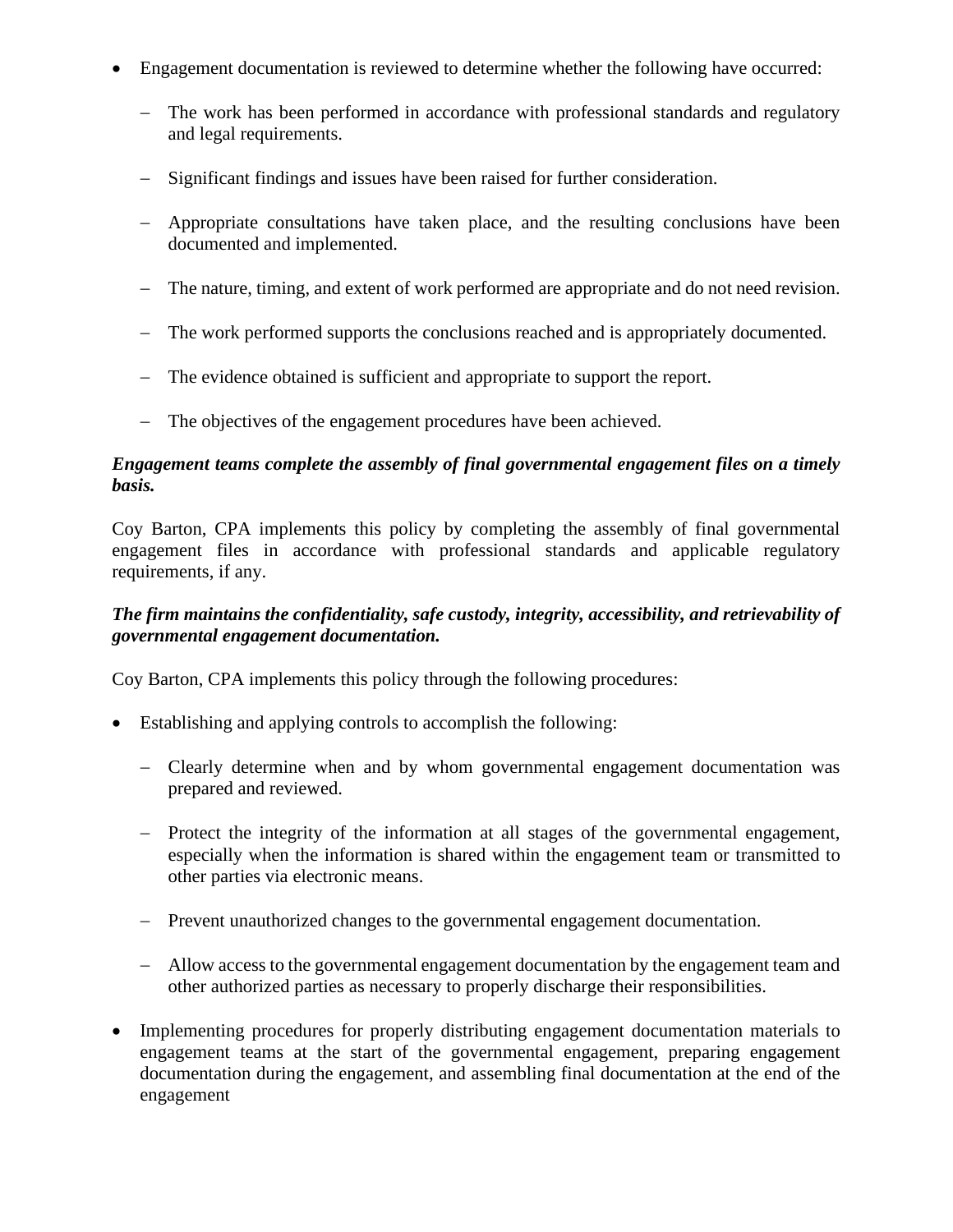- Engagement documentation is reviewed to determine whether the following have occurred:
  - The work has been performed in accordance with professional standards and regulatory and legal requirements.
  - Significant findings and issues have been raised for further consideration.
  - Appropriate consultations have taken place, and the resulting conclusions have been documented and implemented.
  - The nature, timing, and extent of work performed are appropriate and do not need revision.
  - The work performed supports the conclusions reached and is appropriately documented.
  - The evidence obtained is sufficient and appropriate to support the report.
  - The objectives of the engagement procedures have been achieved.

***Engagement teams complete the assembly of final governmental engagement files on a timely basis.***

Coy Barton, CPA implements this policy by completing the assembly of final governmental engagement files in accordance with professional standards and applicable regulatory requirements, if any.

***The firm maintains the confidentiality, safe custody, integrity, accessibility, and retrievability of governmental engagement documentation.***

Coy Barton, CPA implements this policy through the following procedures:

- Establishing and applying controls to accomplish the following:
  - Clearly determine when and by whom governmental engagement documentation was prepared and reviewed.
  - Protect the integrity of the information at all stages of the governmental engagement, especially when the information is shared within the engagement team or transmitted to other parties via electronic means.
  - Prevent unauthorized changes to the governmental engagement documentation.
  - Allow access to the governmental engagement documentation by the engagement team and other authorized parties as necessary to properly discharge their responsibilities.
- Implementing procedures for properly distributing engagement documentation materials to engagement teams at the start of the governmental engagement, preparing engagement documentation during the engagement, and assembling final documentation at the end of the engagement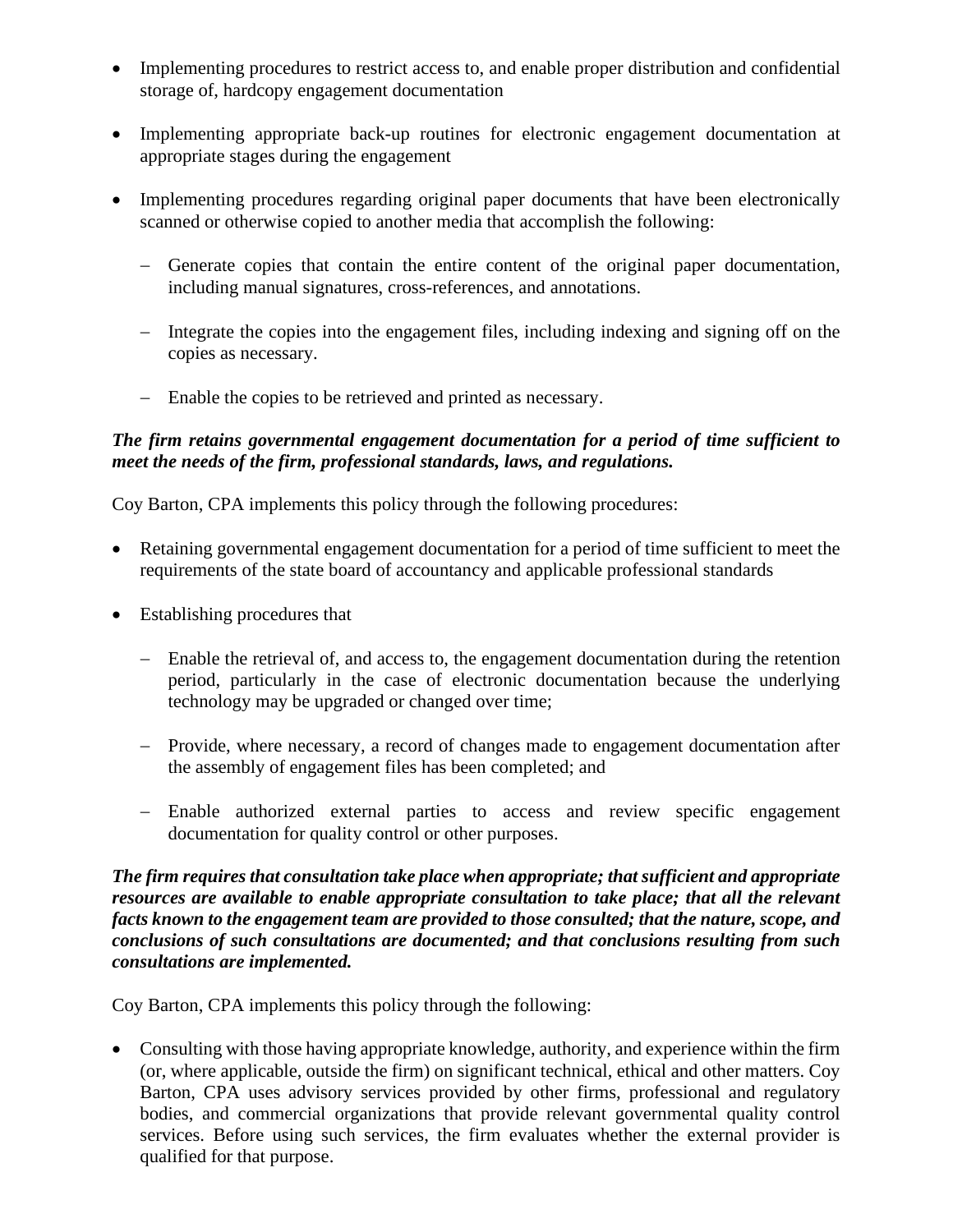- Implementing procedures to restrict access to, and enable proper distribution and confidential storage of, hardcopy engagement documentation

- Implementing appropriate back-up routines for electronic engagement documentation at appropriate stages during the engagement

- Implementing procedures regarding original paper documents that have been electronically scanned or otherwise copied to another media that accomplish the following:

  - Generate copies that contain the entire content of the original paper documentation, including manual signatures, cross-references, and annotations.

  - Integrate the copies into the engagement files, including indexing and signing off on the copies as necessary.

  - Enable the copies to be retrieved and printed as necessary.

***The firm retains governmental engagement documentation for a period of time sufficient to meet the needs of the firm, professional standards, laws, and regulations.***

Coy Barton, CPA implements this policy through the following procedures:

- Retaining governmental engagement documentation for a period of time sufficient to meet the requirements of the state board of accountancy and applicable professional standards

- Establishing procedures that

  - Enable the retrieval of, and access to, the engagement documentation during the retention period, particularly in the case of electronic documentation because the underlying technology may be upgraded or changed over time;

  - Provide, where necessary, a record of changes made to engagement documentation after the assembly of engagement files has been completed; and

  - Enable authorized external parties to access and review specific engagement documentation for quality control or other purposes.

***The firm requires that consultation take place when appropriate; that sufficient and appropriate resources are available to enable appropriate consultation to take place; that all the relevant facts known to the engagement team are provided to those consulted; that the nature, scope, and conclusions of such consultations are documented; and that conclusions resulting from such consultations are implemented.***

Coy Barton, CPA implements this policy through the following:

- Consulting with those having appropriate knowledge, authority, and experience within the firm (or, where applicable, outside the firm) on significant technical, ethical and other matters. Coy Barton, CPA uses advisory services provided by other firms, professional and regulatory bodies, and commercial organizations that provide relevant governmental quality control services. Before using such services, the firm evaluates whether the external provider is qualified for that purpose.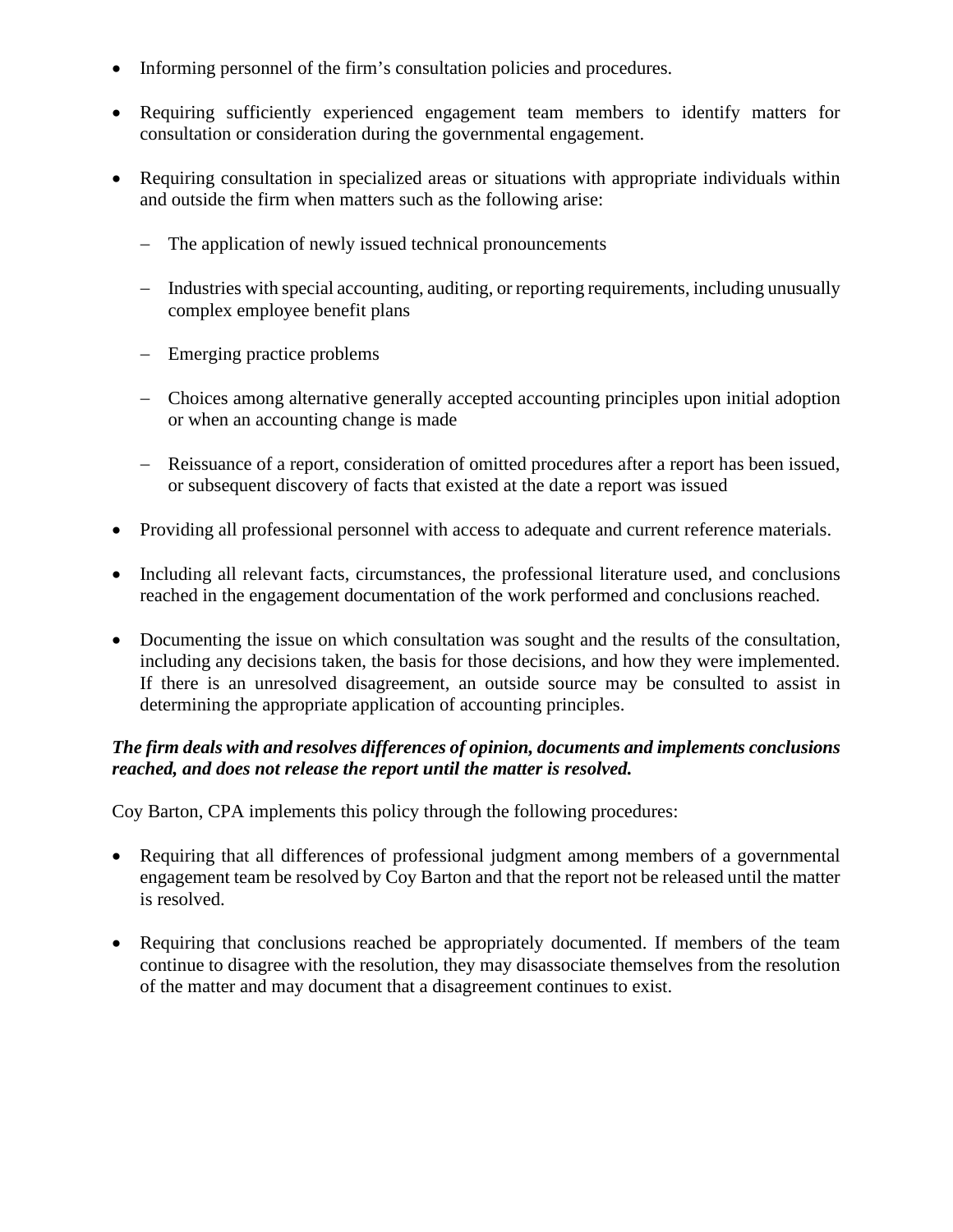- Informing personnel of the firm’s consultation policies and procedures.

- Requiring sufficiently experienced engagement team members to identify matters for consultation or consideration during the governmental engagement.

- Requiring consultation in specialized areas or situations with appropriate individuals within and outside the firm when matters such as the following arise:

  - The application of newly issued technical pronouncements

  - Industries with special accounting, auditing, or reporting requirements, including unusually complex employee benefit plans

  - Emerging practice problems

  - Choices among alternative generally accepted accounting principles upon initial adoption or when an accounting change is made

  - Reissuance of a report, consideration of omitted procedures after a report has been issued, or subsequent discovery of facts that existed at the date a report was issued

- Providing all professional personnel with access to adequate and current reference materials.

- Including all relevant facts, circumstances, the professional literature used, and conclusions reached in the engagement documentation of the work performed and conclusions reached.

- Documenting the issue on which consultation was sought and the results of the consultation, including any decisions taken, the basis for those decisions, and how they were implemented. If there is an unresolved disagreement, an outside source may be consulted to assist in determining the appropriate application of accounting principles.

***The firm deals with and resolves differences of opinion, documents and implements conclusions reached, and does not release the report until the matter is resolved.***

Coy Barton, CPA implements this policy through the following procedures:

- Requiring that all differences of professional judgment among members of a governmental engagement team be resolved by Coy Barton and that the report not be released until the matter is resolved.

- Requiring that conclusions reached be appropriately documented. If members of the team continue to disagree with the resolution, they may disassociate themselves from the resolution of the matter and may document that a disagreement continues to exist.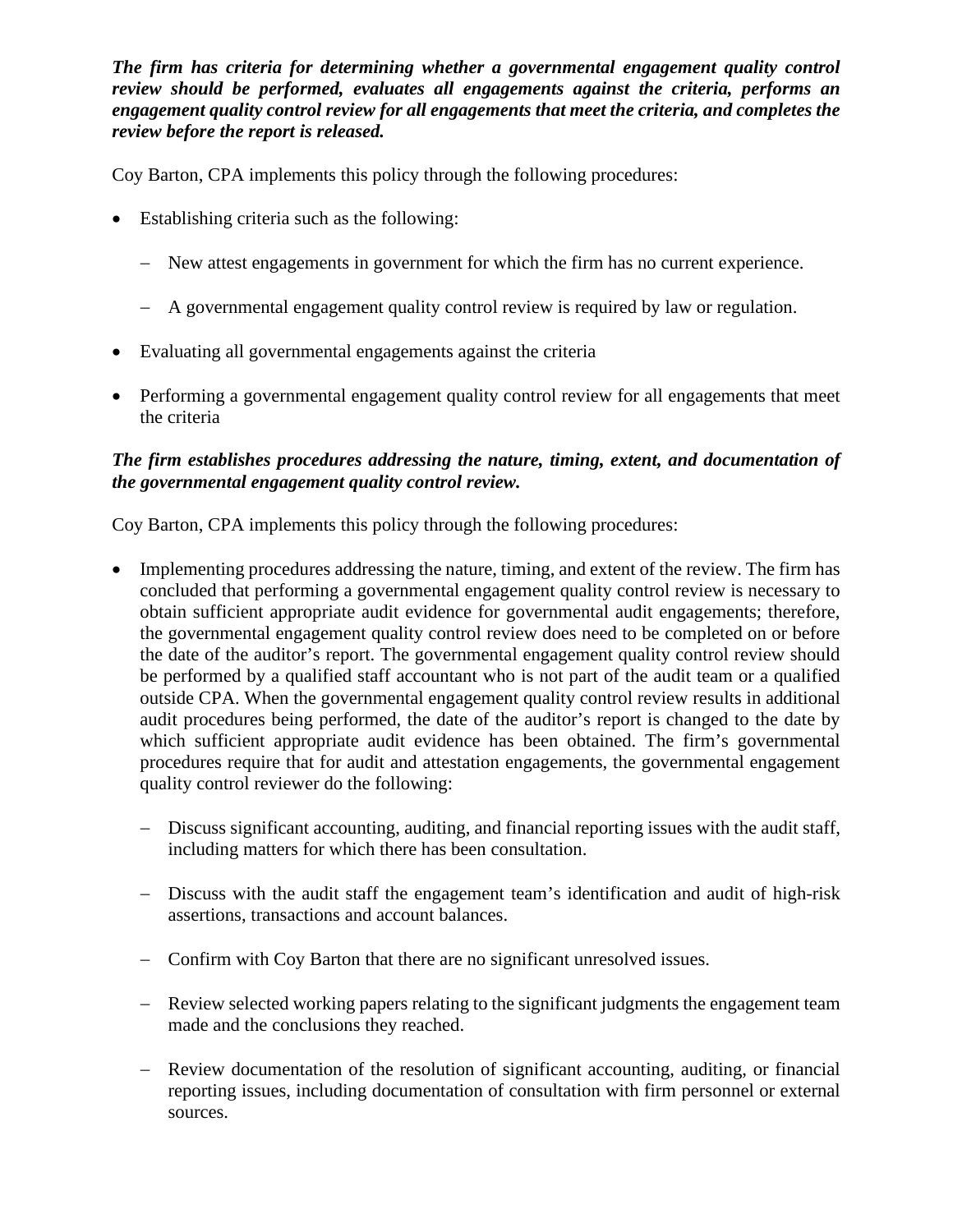***The firm has criteria for determining whether a governmental engagement quality control review should be performed, evaluates all engagements against the criteria, performs an engagement quality control review for all engagements that meet the criteria, and completes the review before the report is released.***

Coy Barton, CPA implements this policy through the following procedures:

- Establishing criteria such as the following:
  - New attest engagements in government for which the firm has no current experience.
  - A governmental engagement quality control review is required by law or regulation.
- Evaluating all governmental engagements against the criteria
- Performing a governmental engagement quality control review for all engagements that meet the criteria

***The firm establishes procedures addressing the nature, timing, extent, and documentation of the governmental engagement quality control review.***

Coy Barton, CPA implements this policy through the following procedures:

- Implementing procedures addressing the nature, timing, and extent of the review. The firm has concluded that performing a governmental engagement quality control review is necessary to obtain sufficient appropriate audit evidence for governmental audit engagements; therefore, the governmental engagement quality control review does need to be completed on or before the date of the auditor's report. The governmental engagement quality control review should be performed by a qualified staff accountant who is not part of the audit team or a qualified outside CPA. When the governmental engagement quality control review results in additional audit procedures being performed, the date of the auditor's report is changed to the date by which sufficient appropriate audit evidence has been obtained. The firm's governmental procedures require that for audit and attestation engagements, the governmental engagement quality control reviewer do the following:
  - Discuss significant accounting, auditing, and financial reporting issues with the audit staff, including matters for which there has been consultation.
  - Discuss with the audit staff the engagement team's identification and audit of high-risk assertions, transactions and account balances.
  - Confirm with Coy Barton that there are no significant unresolved issues.
  - Review selected working papers relating to the significant judgments the engagement team made and the conclusions they reached.
  - Review documentation of the resolution of significant accounting, auditing, or financial reporting issues, including documentation of consultation with firm personnel or external sources.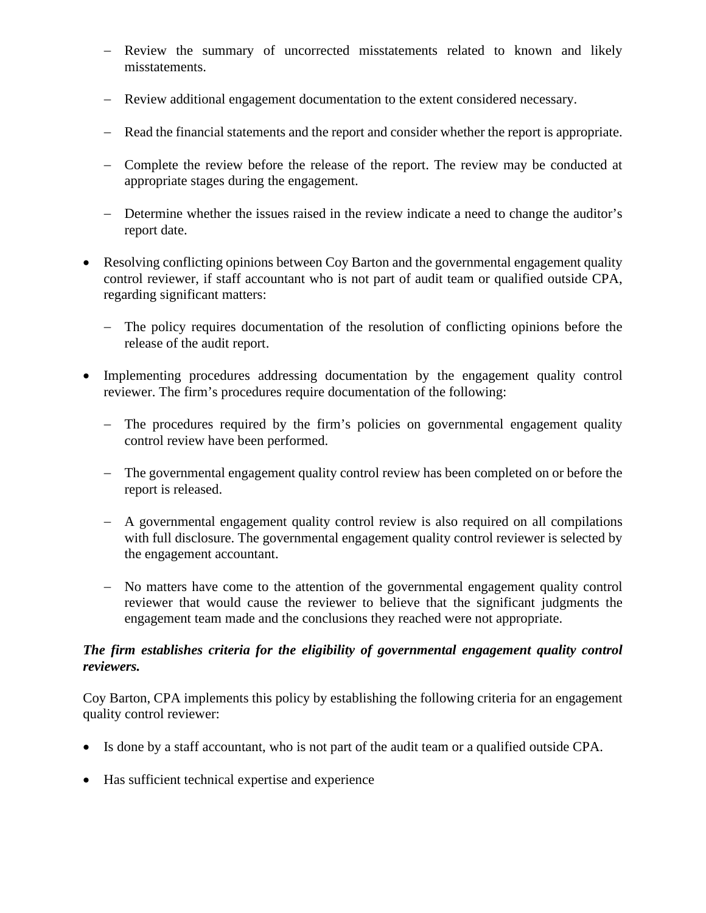- Review the summary of uncorrected misstatements related to known and likely misstatements.

- Review additional engagement documentation to the extent considered necessary.

- Read the financial statements and the report and consider whether the report is appropriate.

- Complete the review before the release of the report. The review may be conducted at appropriate stages during the engagement.

- Determine whether the issues raised in the review indicate a need to change the auditor's report date.

- Resolving conflicting opinions between Coy Barton and the governmental engagement quality control reviewer, if staff accountant who is not part of audit team or qualified outside CPA, regarding significant matters:

  - The policy requires documentation of the resolution of conflicting opinions before the release of the audit report.

- Implementing procedures addressing documentation by the engagement quality control reviewer. The firm's procedures require documentation of the following:

  - The procedures required by the firm's policies on governmental engagement quality control review have been performed.

  - The governmental engagement quality control review has been completed on or before the report is released.

  - A governmental engagement quality control review is also required on all compilations with full disclosure. The governmental engagement quality control reviewer is selected by the engagement accountant.

  - No matters have come to the attention of the governmental engagement quality control reviewer that would cause the reviewer to believe that the significant judgments the engagement team made and the conclusions they reached were not appropriate.

***The firm establishes criteria for the eligibility of governmental engagement quality control reviewers.***

Coy Barton, CPA implements this policy by establishing the following criteria for an engagement quality control reviewer:

- Is done by a staff accountant, who is not part of the audit team or a qualified outside CPA.

- Has sufficient technical expertise and experience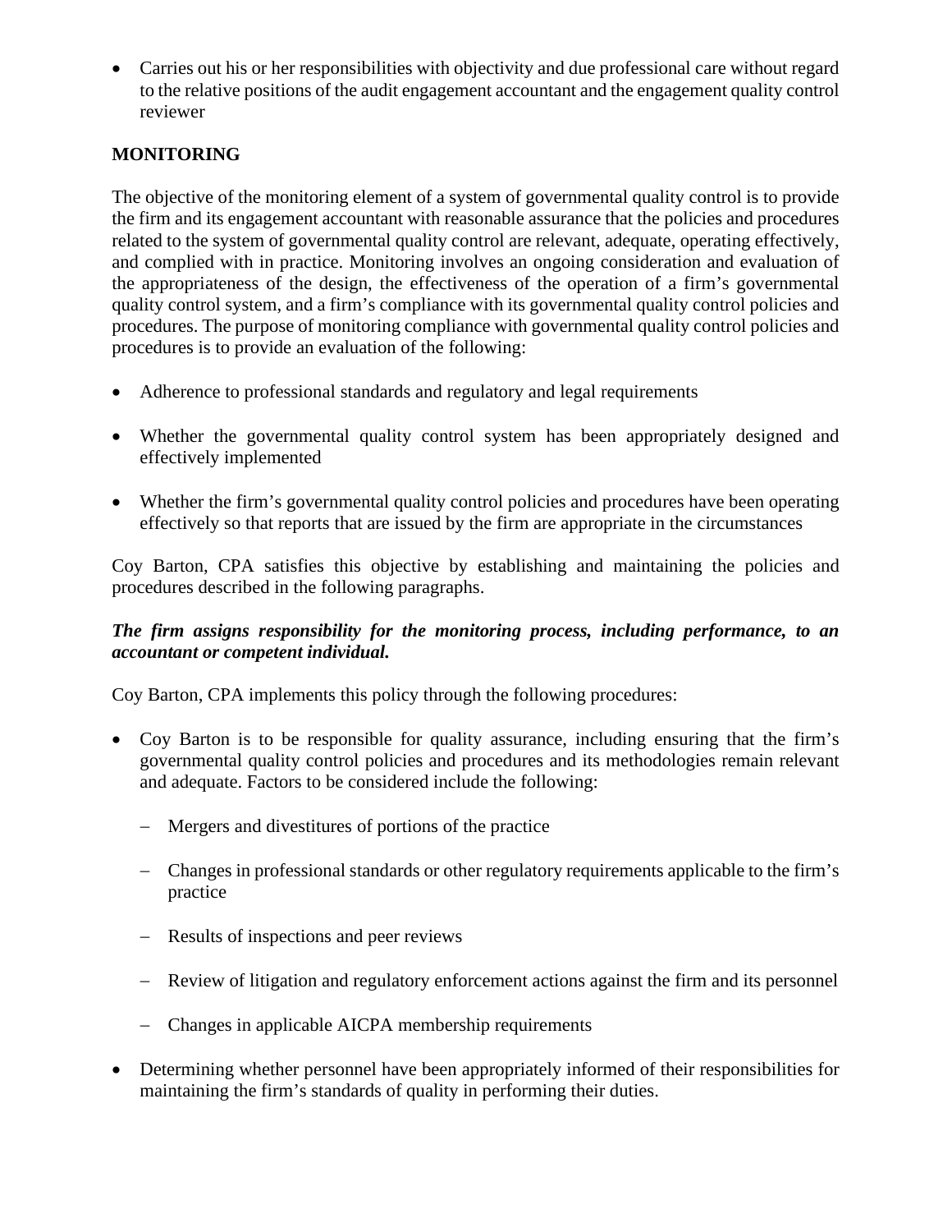- Carries out his or her responsibilities with objectivity and due professional care without regard to the relative positions of the audit engagement accountant and the engagement quality control reviewer

**MONITORING**

The objective of the monitoring element of a system of governmental quality control is to provide the firm and its engagement accountant with reasonable assurance that the policies and procedures related to the system of governmental quality control are relevant, adequate, operating effectively, and complied with in practice. Monitoring involves an ongoing consideration and evaluation of the appropriateness of the design, the effectiveness of the operation of a firm's governmental quality control system, and a firm's compliance with its governmental quality control policies and procedures. The purpose of monitoring compliance with governmental quality control policies and procedures is to provide an evaluation of the following:

- Adherence to professional standards and regulatory and legal requirements
- Whether the governmental quality control system has been appropriately designed and effectively implemented
- Whether the firm's governmental quality control policies and procedures have been operating effectively so that reports that are issued by the firm are appropriate in the circumstances

Coy Barton, CPA satisfies this objective by establishing and maintaining the policies and procedures described in the following paragraphs.

***The firm assigns responsibility for the monitoring process, including performance, to an accountant or competent individual.***

Coy Barton, CPA implements this policy through the following procedures:

- Coy Barton is to be responsible for quality assurance, including ensuring that the firm's governmental quality control policies and procedures and its methodologies remain relevant and adequate. Factors to be considered include the following:
  - Mergers and divestitures of portions of the practice
  - Changes in professional standards or other regulatory requirements applicable to the firm's practice
  - Results of inspections and peer reviews
  - Review of litigation and regulatory enforcement actions against the firm and its personnel
  - Changes in applicable AICPA membership requirements
- Determining whether personnel have been appropriately informed of their responsibilities for maintaining the firm's standards of quality in performing their duties.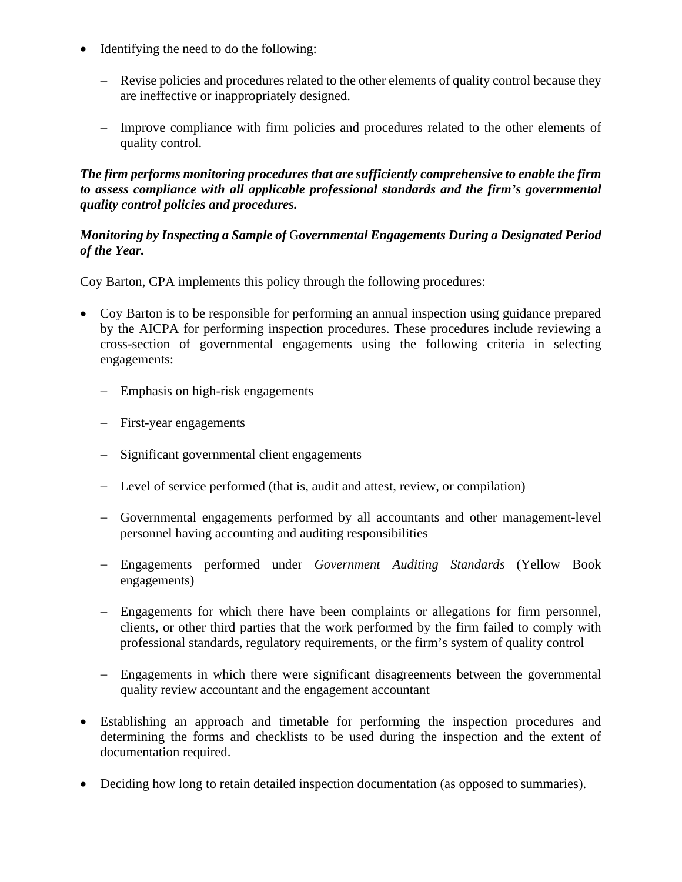- Identifying the need to do the following:
  - Revise policies and procedures related to the other elements of quality control because they are ineffective or inappropriately designed.
  - Improve compliance with firm policies and procedures related to the other elements of quality control.

***The firm performs monitoring procedures that are sufficiently comprehensive to enable the firm to assess compliance with all applicable professional standards and the firm's governmental quality control policies and procedures.***

***Monitoring by Inspecting a Sample of Governmental Engagements During a Designated Period of the Year.***

Coy Barton, CPA implements this policy through the following procedures:

- Coy Barton is to be responsible for performing an annual inspection using guidance prepared by the AICPA for performing inspection procedures. These procedures include reviewing a cross-section of governmental engagements using the following criteria in selecting engagements:
  - Emphasis on high-risk engagements
  - First-year engagements
  - Significant governmental client engagements
  - Level of service performed (that is, audit and attest, review, or compilation)
  - Governmental engagements performed by all accountants and other management-level personnel having accounting and auditing responsibilities
  - Engagements performed under *Government Auditing Standards* (Yellow Book engagements)
  - Engagements for which there have been complaints or allegations for firm personnel, clients, or other third parties that the work performed by the firm failed to comply with professional standards, regulatory requirements, or the firm's system of quality control
  - Engagements in which there were significant disagreements between the governmental quality review accountant and the engagement accountant
- Establishing an approach and timetable for performing the inspection procedures and determining the forms and checklists to be used during the inspection and the extent of documentation required.
- Deciding how long to retain detailed inspection documentation (as opposed to summaries).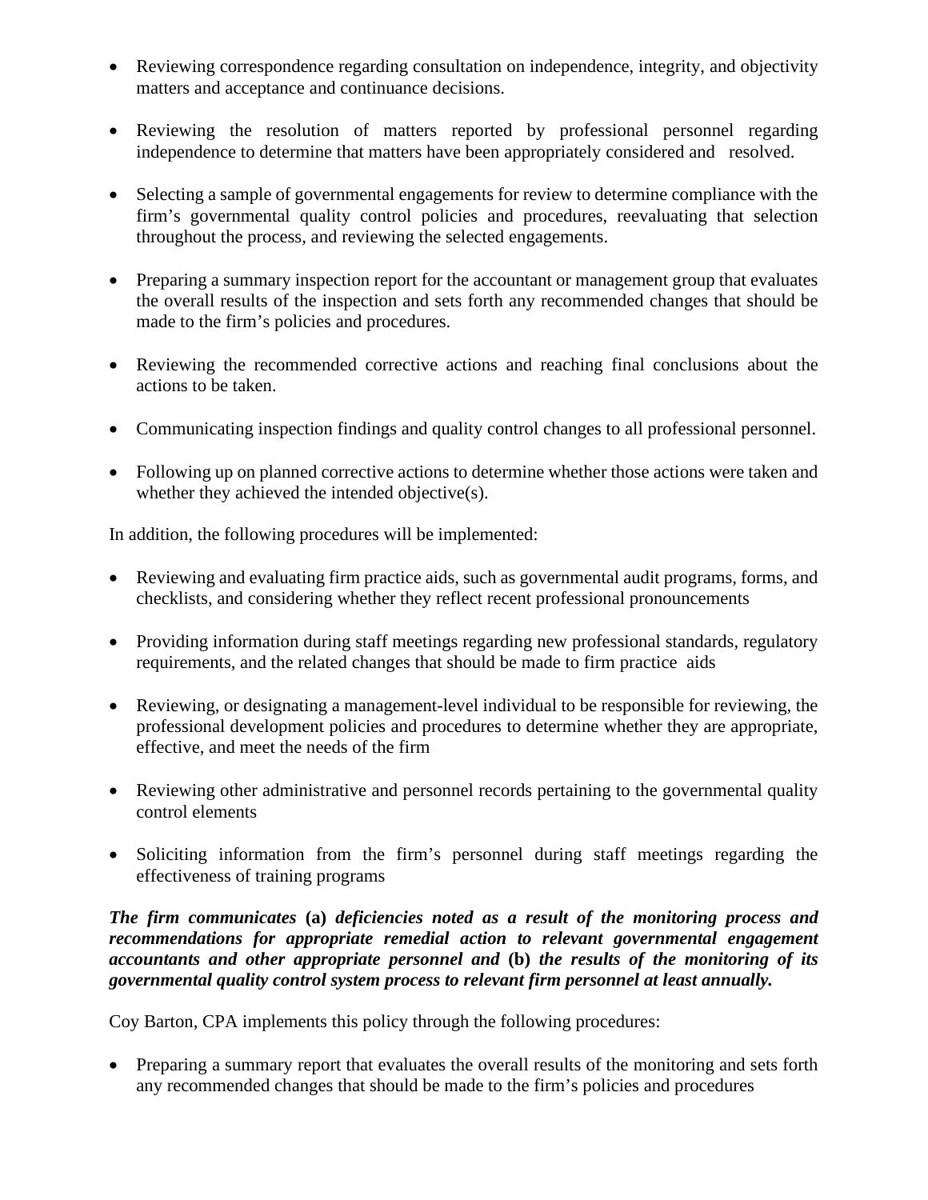- Reviewing correspondence regarding consultation on independence, integrity, and objectivity matters and acceptance and continuance decisions.
- Reviewing the resolution of matters reported by professional personnel regarding independence to determine that matters have been appropriately considered and resolved.
- Selecting a sample of governmental engagements for review to determine compliance with the firm's governmental quality control policies and procedures, reevaluating that selection throughout the process, and reviewing the selected engagements.
- Preparing a summary inspection report for the accountant or management group that evaluates the overall results of the inspection and sets forth any recommended changes that should be made to the firm's policies and procedures.
- Reviewing the recommended corrective actions and reaching final conclusions about the actions to be taken.
- Communicating inspection findings and quality control changes to all professional personnel.
- Following up on planned corrective actions to determine whether those actions were taken and whether they achieved the intended objective(s).

In addition, the following procedures will be implemented:

- Reviewing and evaluating firm practice aids, such as governmental audit programs, forms, and checklists, and considering whether they reflect recent professional pronouncements
- Providing information during staff meetings regarding new professional standards, regulatory requirements, and the related changes that should be made to firm practice aids
- Reviewing, or designating a management-level individual to be responsible for reviewing, the professional development policies and procedures to determine whether they are appropriate, effective, and meet the needs of the firm
- Reviewing other administrative and personnel records pertaining to the governmental quality control elements
- Soliciting information from the firm's personnel during staff meetings regarding the effectiveness of training programs

***The firm communicates* (a) *deficiencies noted as a result of the monitoring process and recommendations for appropriate remedial action to relevant governmental engagement accountants and other appropriate personnel and* (b) *the results of the monitoring of its governmental quality control system process to relevant firm personnel at least annually.***

Coy Barton, CPA implements this policy through the following procedures:

- Preparing a summary report that evaluates the overall results of the monitoring and sets forth any recommended changes that should be made to the firm's policies and procedures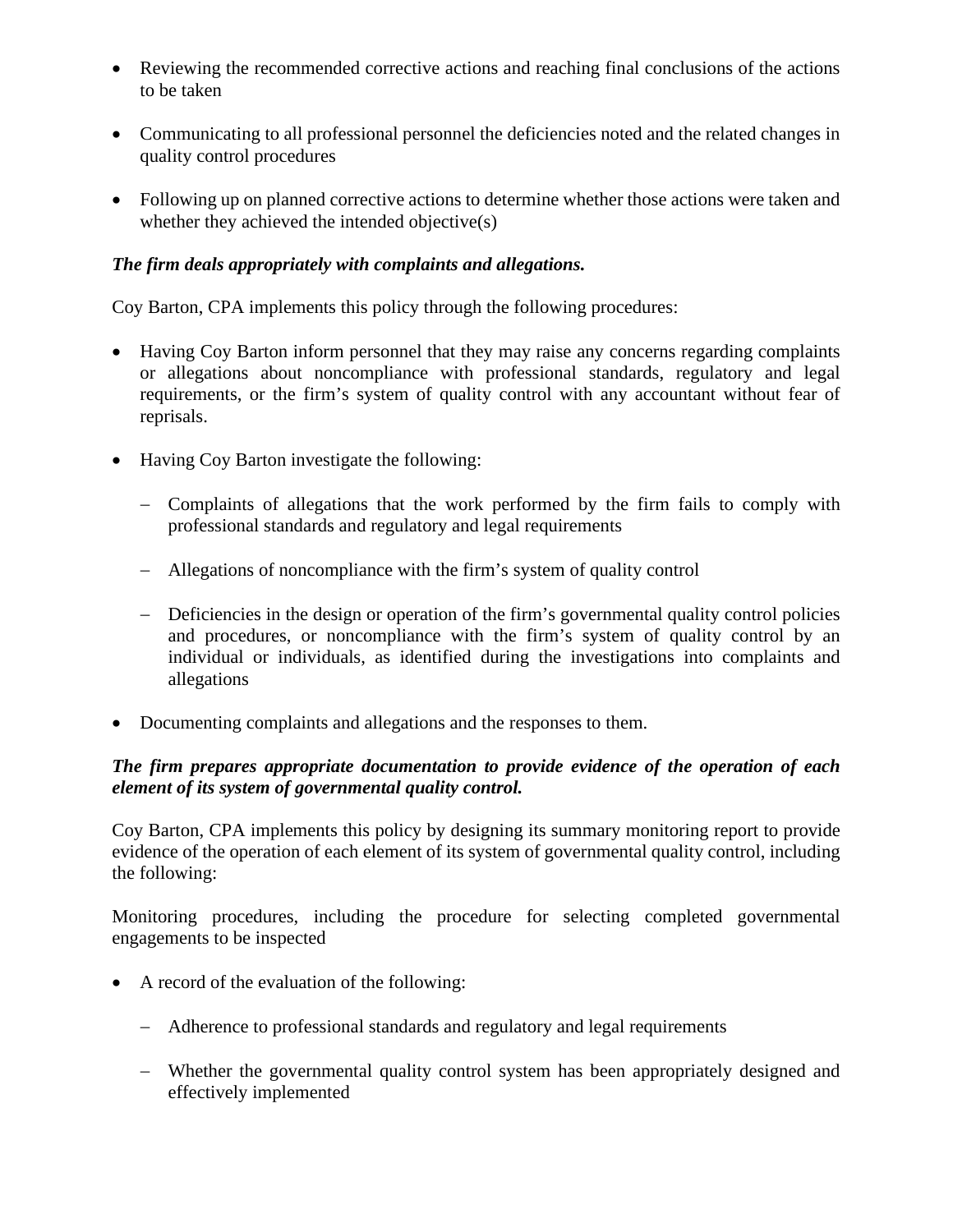- Reviewing the recommended corrective actions and reaching final conclusions of the actions to be taken

- Communicating to all professional personnel the deficiencies noted and the related changes in quality control procedures

- Following up on planned corrective actions to determine whether those actions were taken and whether they achieved the intended objective(s)

***The firm deals appropriately with complaints and allegations.***

Coy Barton, CPA implements this policy through the following procedures:

- Having Coy Barton inform personnel that they may raise any concerns regarding complaints or allegations about noncompliance with professional standards, regulatory and legal requirements, or the firm's system of quality control with any accountant without fear of reprisals.

- Having Coy Barton investigate the following:

  – Complaints of allegations that the work performed by the firm fails to comply with professional standards and regulatory and legal requirements

  – Allegations of noncompliance with the firm's system of quality control

  – Deficiencies in the design or operation of the firm's governmental quality control policies and procedures, or noncompliance with the firm's system of quality control by an individual or individuals, as identified during the investigations into complaints and allegations

- Documenting complaints and allegations and the responses to them.

***The firm prepares appropriate documentation to provide evidence of the operation of each element of its system of governmental quality control.***

Coy Barton, CPA implements this policy by designing its summary monitoring report to provide evidence of the operation of each element of its system of governmental quality control, including the following:

Monitoring procedures, including the procedure for selecting completed governmental engagements to be inspected

- A record of the evaluation of the following:

  – Adherence to professional standards and regulatory and legal requirements

  – Whether the governmental quality control system has been appropriately designed and effectively implemented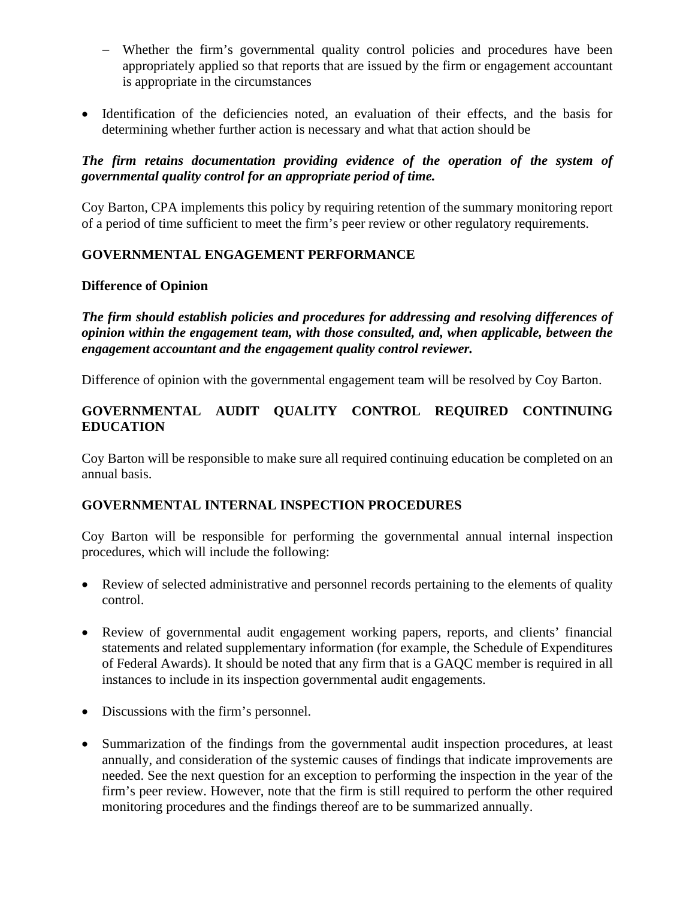- Whether the firm's governmental quality control policies and procedures have been appropriately applied so that reports that are issued by the firm or engagement accountant is appropriate in the circumstances

- Identification of the deficiencies noted, an evaluation of their effects, and the basis for determining whether further action is necessary and what that action should be

***The firm retains documentation providing evidence of the operation of the system of governmental quality control for an appropriate period of time.***

Coy Barton, CPA implements this policy by requiring retention of the summary monitoring report of a period of time sufficient to meet the firm's peer review or other regulatory requirements.

**GOVERNMENTAL ENGAGEMENT PERFORMANCE**

**Difference of Opinion**

***The firm should establish policies and procedures for addressing and resolving differences of opinion within the engagement team, with those consulted, and, when applicable, between the engagement accountant and the engagement quality control reviewer.***

Difference of opinion with the governmental engagement team will be resolved by Coy Barton.

**GOVERNMENTAL AUDIT QUALITY CONTROL REQUIRED CONTINUING EDUCATION**

Coy Barton will be responsible to make sure all required continuing education be completed on an annual basis.

**GOVERNMENTAL INTERNAL INSPECTION PROCEDURES**

Coy Barton will be responsible for performing the governmental annual internal inspection procedures, which will include the following:

- Review of selected administrative and personnel records pertaining to the elements of quality control.

- Review of governmental audit engagement working papers, reports, and clients' financial statements and related supplementary information (for example, the Schedule of Expenditures of Federal Awards). It should be noted that any firm that is a GAQC member is required in all instances to include in its inspection governmental audit engagements.

- Discussions with the firm's personnel.

- Summarization of the findings from the governmental audit inspection procedures, at least annually, and consideration of the systemic causes of findings that indicate improvements are needed. See the next question for an exception to performing the inspection in the year of the firm's peer review. However, note that the firm is still required to perform the other required monitoring procedures and the findings thereof are to be summarized annually.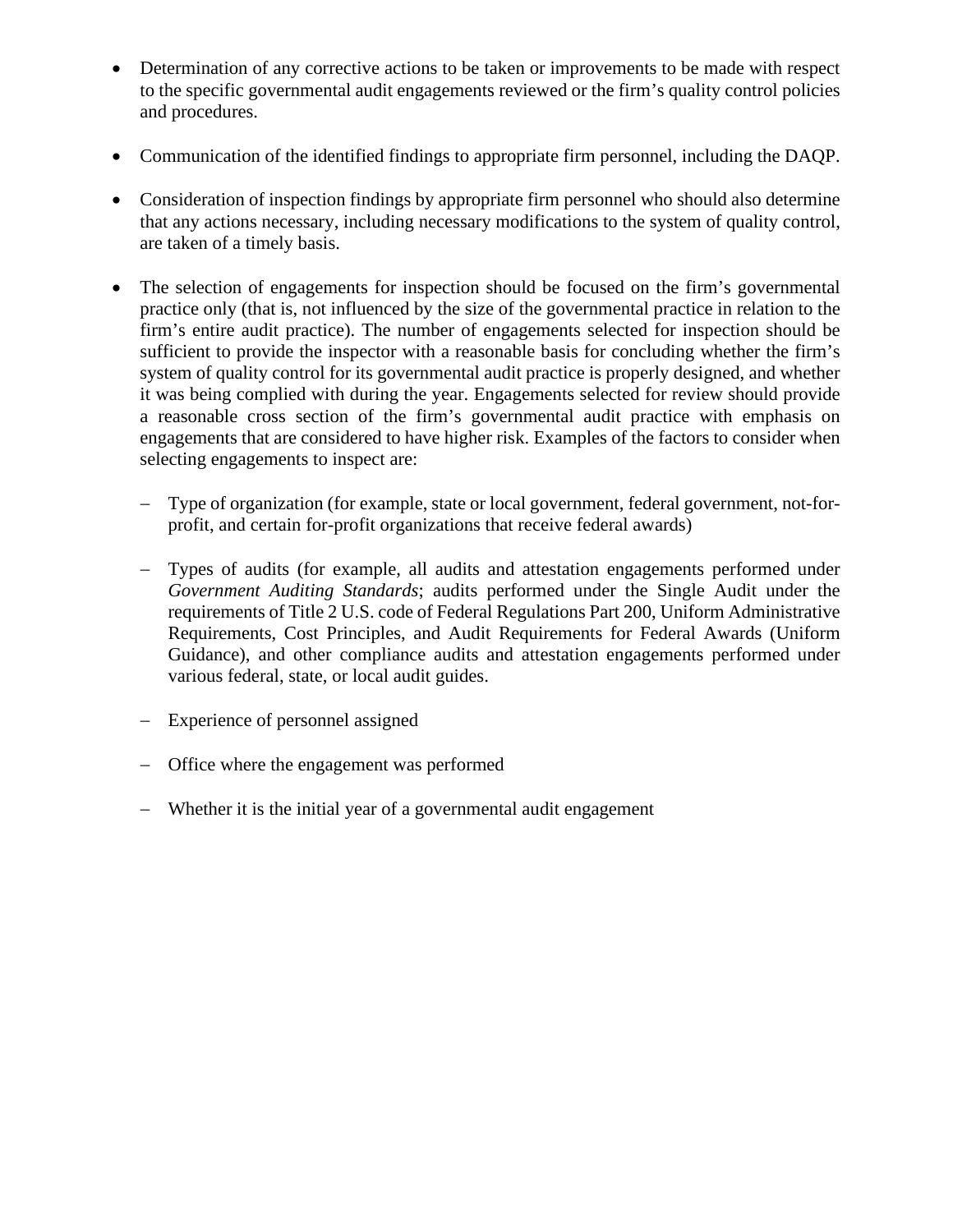- Determination of any corrective actions to be taken or improvements to be made with respect to the specific governmental audit engagements reviewed or the firm's quality control policies and procedures.

- Communication of the identified findings to appropriate firm personnel, including the DAQP.

- Consideration of inspection findings by appropriate firm personnel who should also determine that any actions necessary, including necessary modifications to the system of quality control, are taken of a timely basis.

- The selection of engagements for inspection should be focused on the firm's governmental practice only (that is, not influenced by the size of the governmental practice in relation to the firm's entire audit practice). The number of engagements selected for inspection should be sufficient to provide the inspector with a reasonable basis for concluding whether the firm's system of quality control for its governmental audit practice is properly designed, and whether it was being complied with during the year. Engagements selected for review should provide a reasonable cross section of the firm's governmental audit practice with emphasis on engagements that are considered to have higher risk. Examples of the factors to consider when selecting engagements to inspect are:

  - Type of organization (for example, state or local government, federal government, not-for-profit, and certain for-profit organizations that receive federal awards)

  - Types of audits (for example, all audits and attestation engagements performed under *Government Auditing Standards*; audits performed under the Single Audit under the requirements of Title 2 U.S. code of Federal Regulations Part 200, Uniform Administrative Requirements, Cost Principles, and Audit Requirements for Federal Awards (Uniform Guidance), and other compliance audits and attestation engagements performed under various federal, state, or local audit guides.

  - Experience of personnel assigned

  - Office where the engagement was performed

  - Whether it is the initial year of a governmental audit engagement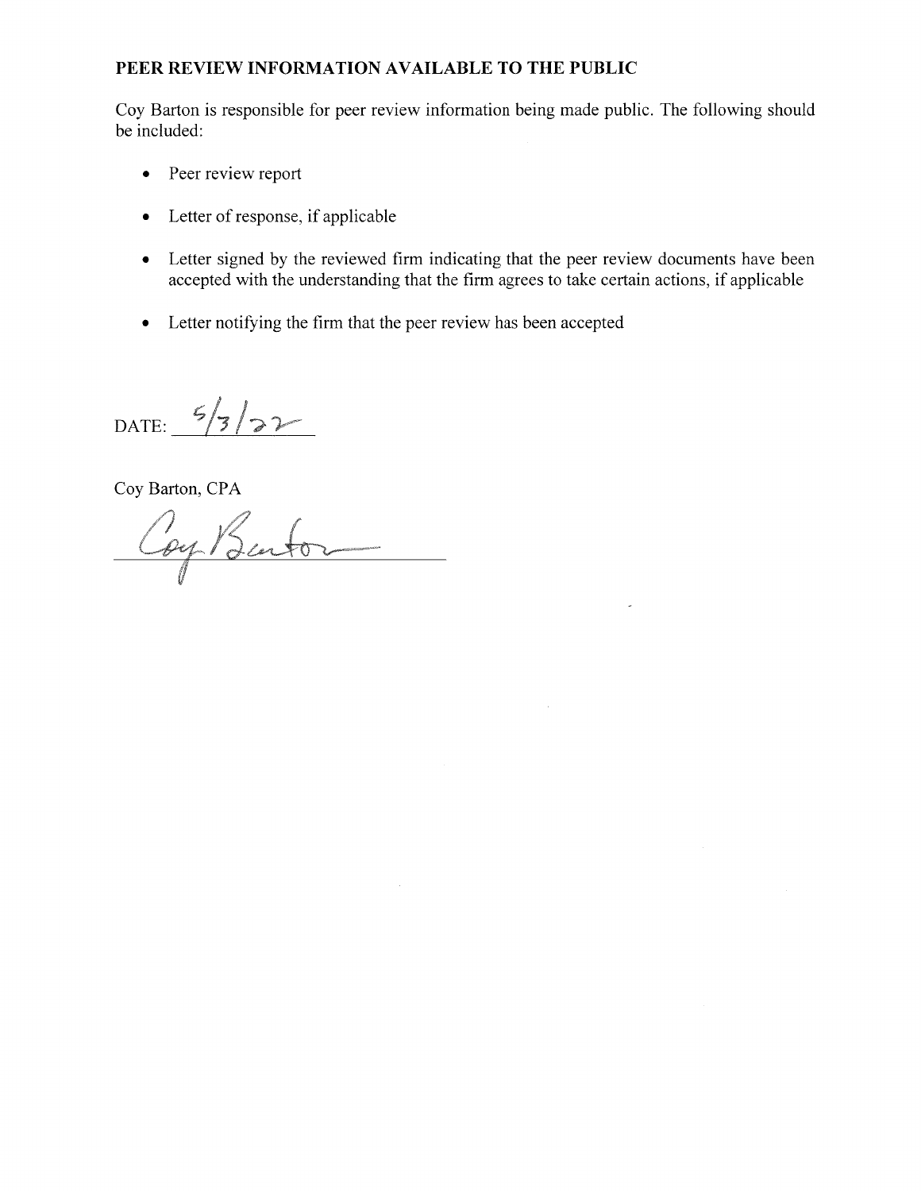## PEER REVIEW INFORMATION AVAILABLE TO THE PUBLIC

Coy Barton is responsible for peer review information being made public. The following should be included:

- Peer review report
- Letter of response, if applicable
- Letter signed by the reviewed firm indicating that the peer review documents have been accepted with the understanding that the firm agrees to take certain actions, if applicable
- Letter notifying the firm that the peer review has been accepted

DATE: 5/3/22

Coy Barton, CPA

Coy Barton